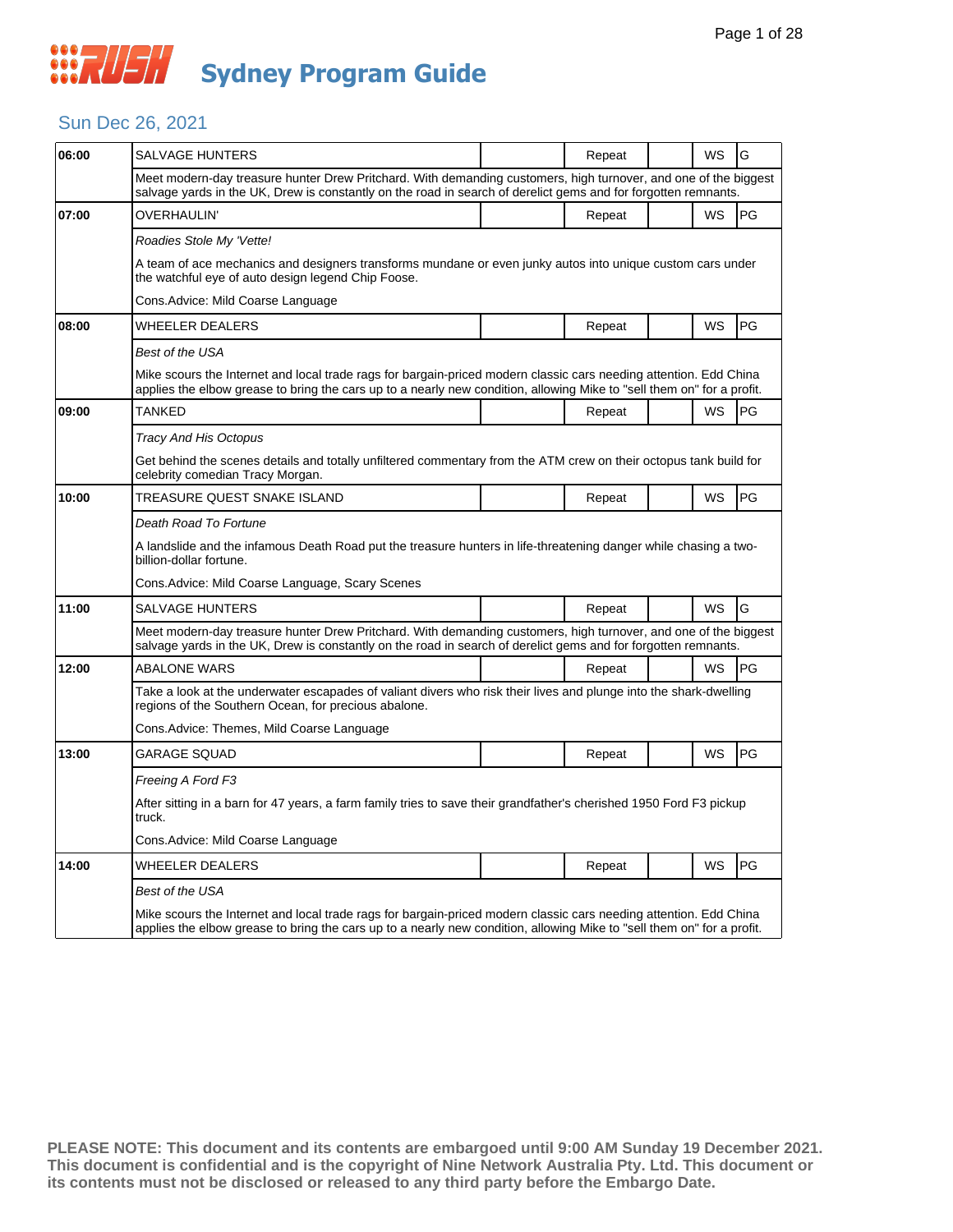# RUSH Sydney Program Guide

## Sun Dec 26, 2021

| Time | Program | | Status | | Format | Rating |
|---|---|---|---|---|---|---|
| 06:00 | SALVAGE HUNTERS | | Repeat | | WS | G |
| | Meet modern-day treasure hunter Drew Pritchard. With demanding customers, high turnover, and one of the biggest salvage yards in the UK, Drew is constantly on the road in search of derelict gems and for forgotten remnants. | | | | | |
| 07:00 | OVERHAULIN' | | Repeat | | WS | PG |
| | *Roadies Stole My 'Vette!* | | | | | |
| | A team of ace mechanics and designers transforms mundane or even junky autos into unique custom cars under the watchful eye of auto design legend Chip Foose. | | | | | |
| | Cons.Advice: Mild Coarse Language | | | | | |
| 08:00 | WHEELER DEALERS | | Repeat | | WS | PG |
| | *Best of the USA* | | | | | |
| | Mike scours the Internet and local trade rags for bargain-priced modern classic cars needing attention. Edd China applies the elbow grease to bring the cars up to a nearly new condition, allowing Mike to "sell them on" for a profit. | | | | | |
| 09:00 | TANKED | | Repeat | | WS | PG |
| | *Tracy And His Octopus* | | | | | |
| | Get behind the scenes details and totally unfiltered commentary from the ATM crew on their octopus tank build for celebrity comedian Tracy Morgan. | | | | | |
| 10:00 | TREASURE QUEST SNAKE ISLAND | | Repeat | | WS | PG |
| | *Death Road To Fortune* | | | | | |
| | A landslide and the infamous Death Road put the treasure hunters in life-threatening danger while chasing a two-billion-dollar fortune. | | | | | |
| | Cons.Advice: Mild Coarse Language, Scary Scenes | | | | | |
| 11:00 | SALVAGE HUNTERS | | Repeat | | WS | G |
| | Meet modern-day treasure hunter Drew Pritchard. With demanding customers, high turnover, and one of the biggest salvage yards in the UK, Drew is constantly on the road in search of derelict gems and for forgotten remnants. | | | | | |
| 12:00 | ABALONE WARS | | Repeat | | WS | PG |
| | Take a look at the underwater escapades of valiant divers who risk their lives and plunge into the shark-dwelling regions of the Southern Ocean, for precious abalone. | | | | | |
| | Cons.Advice: Themes, Mild Coarse Language | | | | | |
| 13:00 | GARAGE SQUAD | | Repeat | | WS | PG |
| | *Freeing A Ford F3* | | | | | |
| | After sitting in a barn for 47 years, a farm family tries to save their grandfather's cherished 1950 Ford F3 pickup truck. | | | | | |
| | Cons.Advice: Mild Coarse Language | | | | | |
| 14:00 | WHEELER DEALERS | | Repeat | | WS | PG |
| | *Best of the USA* | | | | | |
| | Mike scours the Internet and local trade rags for bargain-priced modern classic cars needing attention. Edd China applies the elbow grease to bring the cars up to a nearly new condition, allowing Mike to "sell them on" for a profit. | | | | | |

**PLEASE NOTE: This document and its contents are embargoed until 9:00 AM Sunday 19 December 2021. This document is confidential and is the copyright of Nine Network Australia Pty. Ltd. This document or its contents must not be disclosed or released to any third party before the Embargo Date.**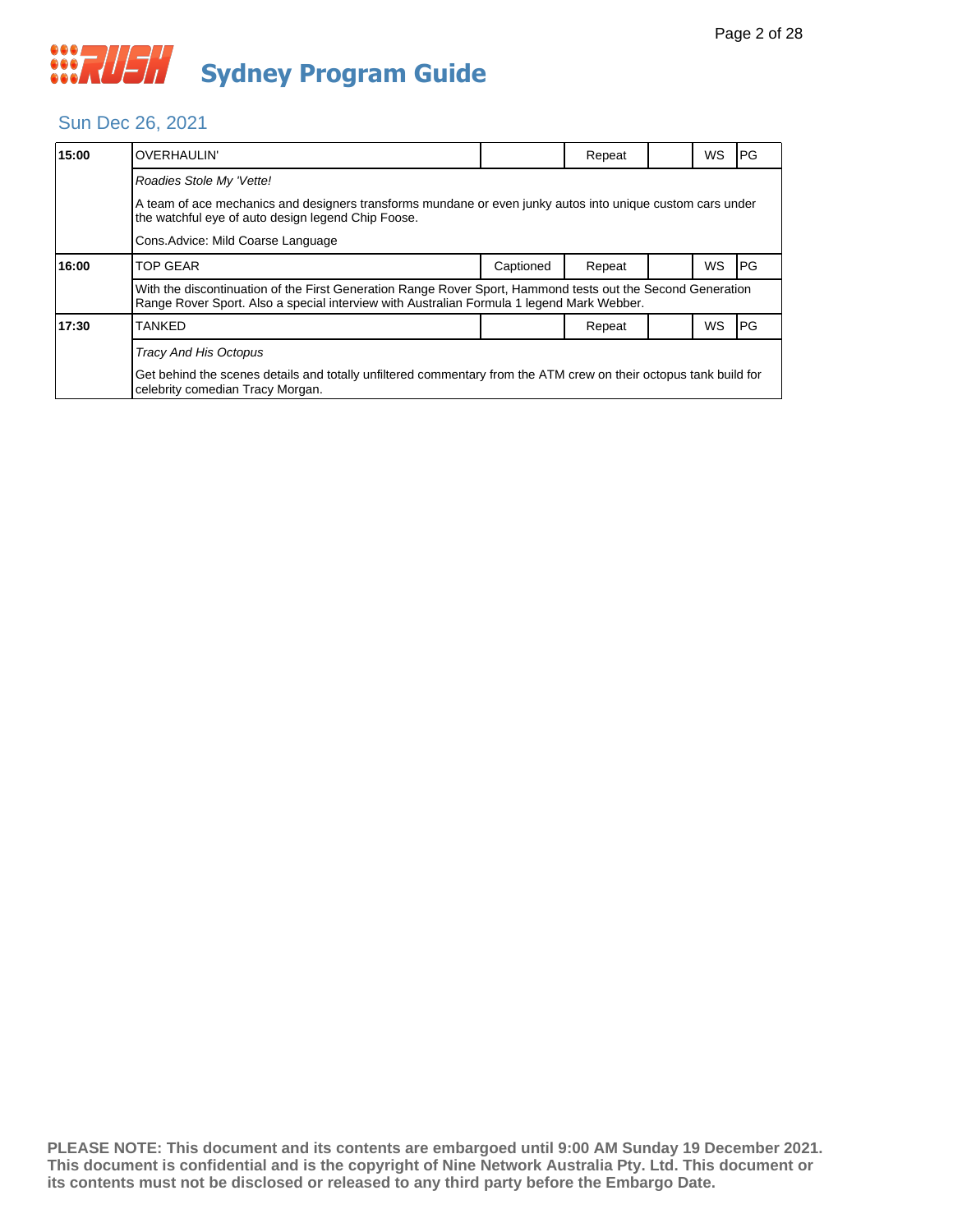# RUSH Sydney Program Guide

## Sun Dec 26, 2021

| Time | Program | Captioned | Repeat | | WS | Rating |
|---|---|---|---|---|---|---|
| **15:00** | OVERHAULIN' | | Repeat | | WS | PG |
| | *Roadies Stole My 'Vette!* | | | | | |
| | A team of ace mechanics and designers transforms mundane or even junky autos into unique custom cars under the watchful eye of auto design legend Chip Foose. | | | | | |
| | Cons.Advice: Mild Coarse Language | | | | | |
| **16:00** | TOP GEAR | Captioned | Repeat | | WS | PG |
| | With the discontinuation of the First Generation Range Rover Sport, Hammond tests out the Second Generation Range Rover Sport. Also a special interview with Australian Formula 1 legend Mark Webber. | | | | | |
| **17:30** | TANKED | | Repeat | | WS | PG |
| | *Tracy And His Octopus* | | | | | |
| | Get behind the scenes details and totally unfiltered commentary from the ATM crew on their octopus tank build for celebrity comedian Tracy Morgan. | | | | | |

**PLEASE NOTE: This document and its contents are embargoed until 9:00 AM Sunday 19 December 2021. This document is confidential and is the copyright of Nine Network Australia Pty. Ltd. This document or its contents must not be disclosed or released to any third party before the Embargo Date.**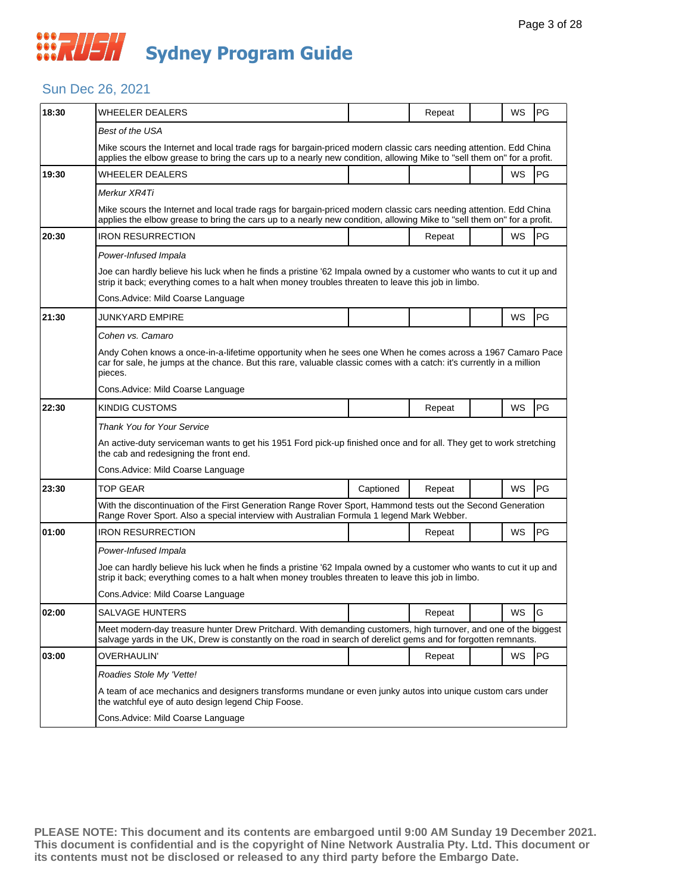# Sydney Program Guide

## Sun Dec 26, 2021

| Time | Program | Captioned | Repeat | | WS | Rating |
|---|---|---|---|---|---|---|
| 18:30 | WHEELER DEALERS | | Repeat | | WS | PG |
| | *Best of the USA* | | | | | |
| | Mike scours the Internet and local trade rags for bargain-priced modern classic cars needing attention. Edd China applies the elbow grease to bring the cars up to a nearly new condition, allowing Mike to "sell them on" for a profit. | | | | | |
| 19:30 | WHEELER DEALERS | | | | WS | PG |
| | *Merkur XR4Ti* | | | | | |
| | Mike scours the Internet and local trade rags for bargain-priced modern classic cars needing attention. Edd China applies the elbow grease to bring the cars up to a nearly new condition, allowing Mike to "sell them on" for a profit. | | | | | |
| 20:30 | IRON RESURRECTION | | Repeat | | WS | PG |
| | *Power-Infused Impala* | | | | | |
| | Joe can hardly believe his luck when he finds a pristine '62 Impala owned by a customer who wants to cut it up and strip it back; everything comes to a halt when money troubles threaten to leave this job in limbo. | | | | | |
| | Cons.Advice: Mild Coarse Language | | | | | |
| 21:30 | JUNKYARD EMPIRE | | | | WS | PG |
| | *Cohen vs. Camaro* | | | | | |
| | Andy Cohen knows a once-in-a-lifetime opportunity when he sees one When he comes across a 1967 Camaro Pace car for sale, he jumps at the chance. But this rare, valuable classic comes with a catch: it's currently in a million pieces. | | | | | |
| | Cons.Advice: Mild Coarse Language | | | | | |
| 22:30 | KINDIG CUSTOMS | | Repeat | | WS | PG |
| | *Thank You for Your Service* | | | | | |
| | An active-duty serviceman wants to get his 1951 Ford pick-up finished once and for all. They get to work stretching the cab and redesigning the front end. | | | | | |
| | Cons.Advice: Mild Coarse Language | | | | | |
| 23:30 | TOP GEAR | Captioned | Repeat | | WS | PG |
| | With the discontinuation of the First Generation Range Rover Sport, Hammond tests out the Second Generation Range Rover Sport. Also a special interview with Australian Formula 1 legend Mark Webber. | | | | | |
| 01:00 | IRON RESURRECTION | | Repeat | | WS | PG |
| | *Power-Infused Impala* | | | | | |
| | Joe can hardly believe his luck when he finds a pristine '62 Impala owned by a customer who wants to cut it up and strip it back; everything comes to a halt when money troubles threaten to leave this job in limbo. | | | | | |
| | Cons.Advice: Mild Coarse Language | | | | | |
| 02:00 | SALVAGE HUNTERS | | Repeat | | WS | G |
| | Meet modern-day treasure hunter Drew Pritchard. With demanding customers, high turnover, and one of the biggest salvage yards in the UK, Drew is constantly on the road in search of derelict gems and for forgotten remnants. | | | | | |
| 03:00 | OVERHAULIN' | | Repeat | | WS | PG |
| | *Roadies Stole My 'Vette!* | | | | | |
| | A team of ace mechanics and designers transforms mundane or even junky autos into unique custom cars under the watchful eye of auto design legend Chip Foose. | | | | | |
| | Cons.Advice: Mild Coarse Language | | | | | |

**PLEASE NOTE: This document and its contents are embargoed until 9:00 AM Sunday 19 December 2021. This document is confidential and is the copyright of Nine Network Australia Pty. Ltd. This document or its contents must not be disclosed or released to any third party before the Embargo Date.**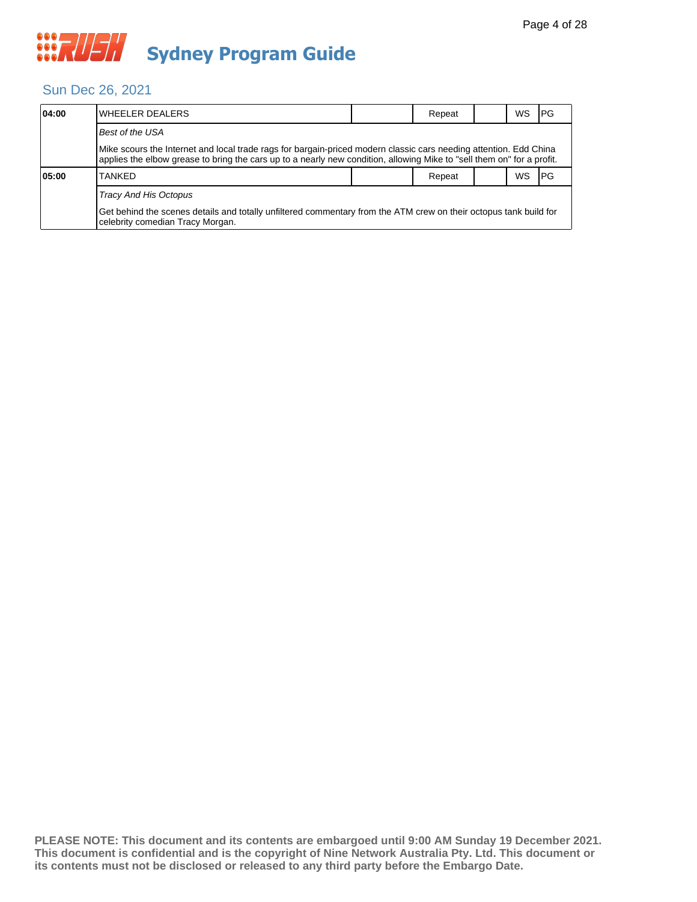# Sydney Program Guide

## Sun Dec 26, 2021

| | | | | | | |
|---|---|---|---|---|---|---|
| **04:00** | WHEELER DEALERS | | Repeat | | WS | PG |
| | *Best of the USA* | | | | | |
| | Mike scours the Internet and local trade rags for bargain-priced modern classic cars needing attention. Edd China applies the elbow grease to bring the cars up to a nearly new condition, allowing Mike to "sell them on" for a profit. | | | | | |
| **05:00** | TANKED | | Repeat | | WS | PG |
| | *Tracy And His Octopus* | | | | | |
| | Get behind the scenes details and totally unfiltered commentary from the ATM crew on their octopus tank build for celebrity comedian Tracy Morgan. | | | | | |

**PLEASE NOTE: This document and its contents are embargoed until 9:00 AM Sunday 19 December 2021. This document is confidential and is the copyright of Nine Network Australia Pty. Ltd. This document or its contents must not be disclosed or released to any third party before the Embargo Date.**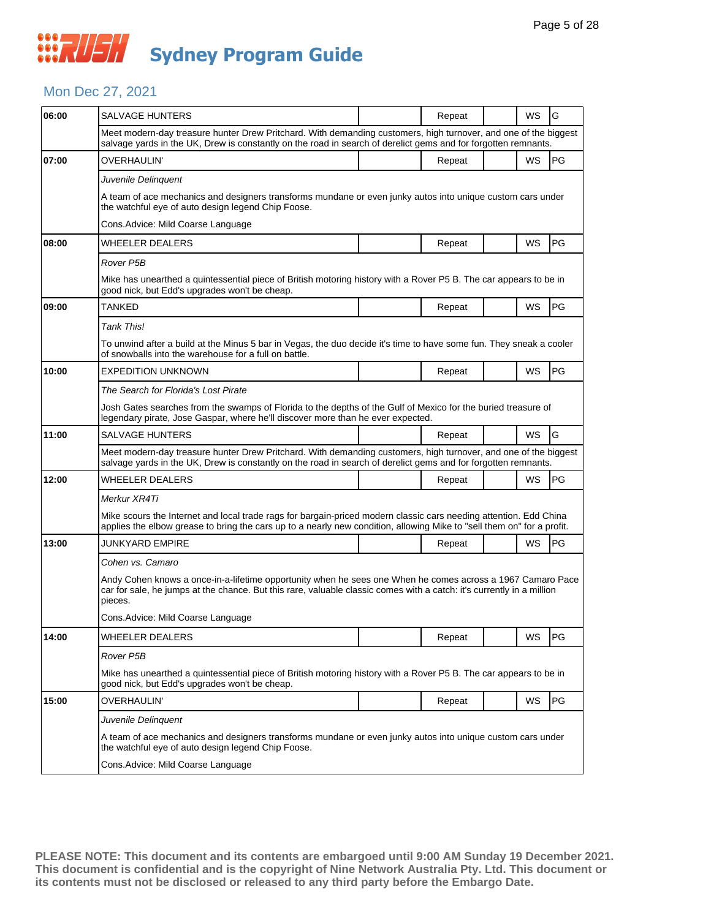# Sydney Program Guide

## Mon Dec 27, 2021

| Time | Program | | Status | | Format | Rating |
|---|---|---|---|---|---|---|
| 06:00 | SALVAGE HUNTERS | | Repeat | | WS | G |
| | Meet modern-day treasure hunter Drew Pritchard. With demanding customers, high turnover, and one of the biggest salvage yards in the UK, Drew is constantly on the road in search of derelict gems and for forgotten remnants. | | | | | |
| 07:00 | OVERHAULIN' | | Repeat | | WS | PG |
| | *Juvenile Delinquent*<br><br>A team of ace mechanics and designers transforms mundane or even junky autos into unique custom cars under the watchful eye of auto design legend Chip Foose.<br><br>Cons.Advice: Mild Coarse Language | | | | | |
| 08:00 | WHEELER DEALERS | | Repeat | | WS | PG |
| | *Rover P5B*<br><br>Mike has unearthed a quintessential piece of British motoring history with a Rover P5 B. The car appears to be in good nick, but Edd's upgrades won't be cheap. | | | | | |
| 09:00 | TANKED | | Repeat | | WS | PG |
| | *Tank This!*<br><br>To unwind after a build at the Minus 5 bar in Vegas, the duo decide it's time to have some fun. They sneak a cooler of snowballs into the warehouse for a full on battle. | | | | | |
| 10:00 | EXPEDITION UNKNOWN | | Repeat | | WS | PG |
| | *The Search for Florida's Lost Pirate*<br><br>Josh Gates searches from the swamps of Florida to the depths of the Gulf of Mexico for the buried treasure of legendary pirate, Jose Gaspar, where he'll discover more than he ever expected. | | | | | |
| 11:00 | SALVAGE HUNTERS | | Repeat | | WS | G |
| | Meet modern-day treasure hunter Drew Pritchard. With demanding customers, high turnover, and one of the biggest salvage yards in the UK, Drew is constantly on the road in search of derelict gems and for forgotten remnants. | | | | | |
| 12:00 | WHEELER DEALERS | | Repeat | | WS | PG |
| | *Merkur XR4Ti*<br><br>Mike scours the Internet and local trade rags for bargain-priced modern classic cars needing attention. Edd China applies the elbow grease to bring the cars up to a nearly new condition, allowing Mike to "sell them on" for a profit. | | | | | |
| 13:00 | JUNKYARD EMPIRE | | Repeat | | WS | PG |
| | *Cohen vs. Camaro*<br><br>Andy Cohen knows a once-in-a-lifetime opportunity when he sees one When he comes across a 1967 Camaro Pace car for sale, he jumps at the chance. But this rare, valuable classic comes with a catch: it's currently in a million pieces.<br><br>Cons.Advice: Mild Coarse Language | | | | | |
| 14:00 | WHEELER DEALERS | | Repeat | | WS | PG |
| | *Rover P5B*<br><br>Mike has unearthed a quintessential piece of British motoring history with a Rover P5 B. The car appears to be in good nick, but Edd's upgrades won't be cheap. | | | | | |
| 15:00 | OVERHAULIN' | | Repeat | | WS | PG |
| | *Juvenile Delinquent*<br><br>A team of ace mechanics and designers transforms mundane or even junky autos into unique custom cars under the watchful eye of auto design legend Chip Foose.<br><br>Cons.Advice: Mild Coarse Language | | | | | |

**PLEASE NOTE: This document and its contents are embargoed until 9:00 AM Sunday 19 December 2021. This document is confidential and is the copyright of Nine Network Australia Pty. Ltd. This document or its contents must not be disclosed or released to any third party before the Embargo Date.**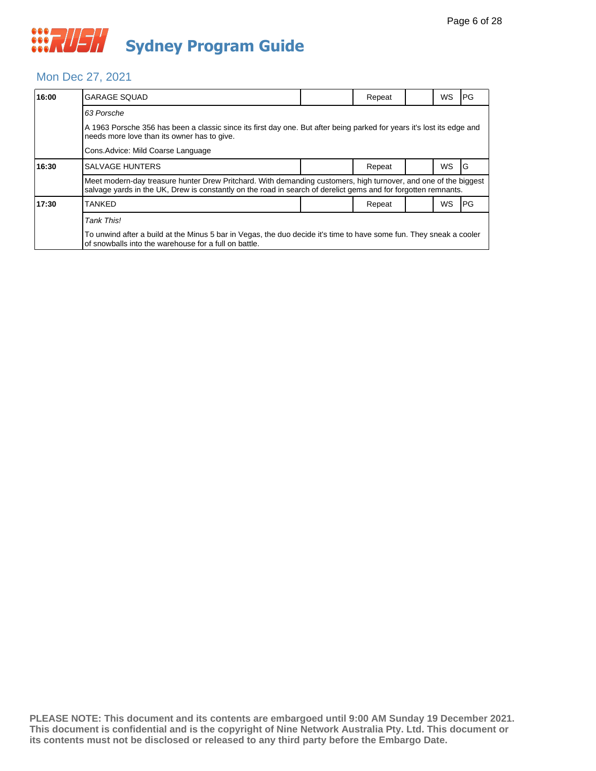# Sydney Program Guide

## Mon Dec 27, 2021

| Time | Program | | Status | | Format | Rating |
|---|---|---|---|---|---|---|
| **16:00** | GARAGE SQUAD | | Repeat | | WS | PG |
| | *63 Porsche*<br><br>A 1963 Porsche 356 has been a classic since its first day one. But after being parked for years it's lost its edge and needs more love than its owner has to give.<br><br>Cons.Advice: Mild Coarse Language | | | | | |
| **16:30** | SALVAGE HUNTERS | | Repeat | | WS | G |
| | Meet modern-day treasure hunter Drew Pritchard. With demanding customers, high turnover, and one of the biggest salvage yards in the UK, Drew is constantly on the road in search of derelict gems and for forgotten remnants. | | | | | |
| **17:30** | TANKED | | Repeat | | WS | PG |
| | *Tank This!*<br><br>To unwind after a build at the Minus 5 bar in Vegas, the duo decide it's time to have some fun. They sneak a cooler of snowballs into the warehouse for a full on battle. | | | | | |

**PLEASE NOTE: This document and its contents are embargoed until 9:00 AM Sunday 19 December 2021. This document is confidential and is the copyright of Nine Network Australia Pty. Ltd. This document or its contents must not be disclosed or released to any third party before the Embargo Date.**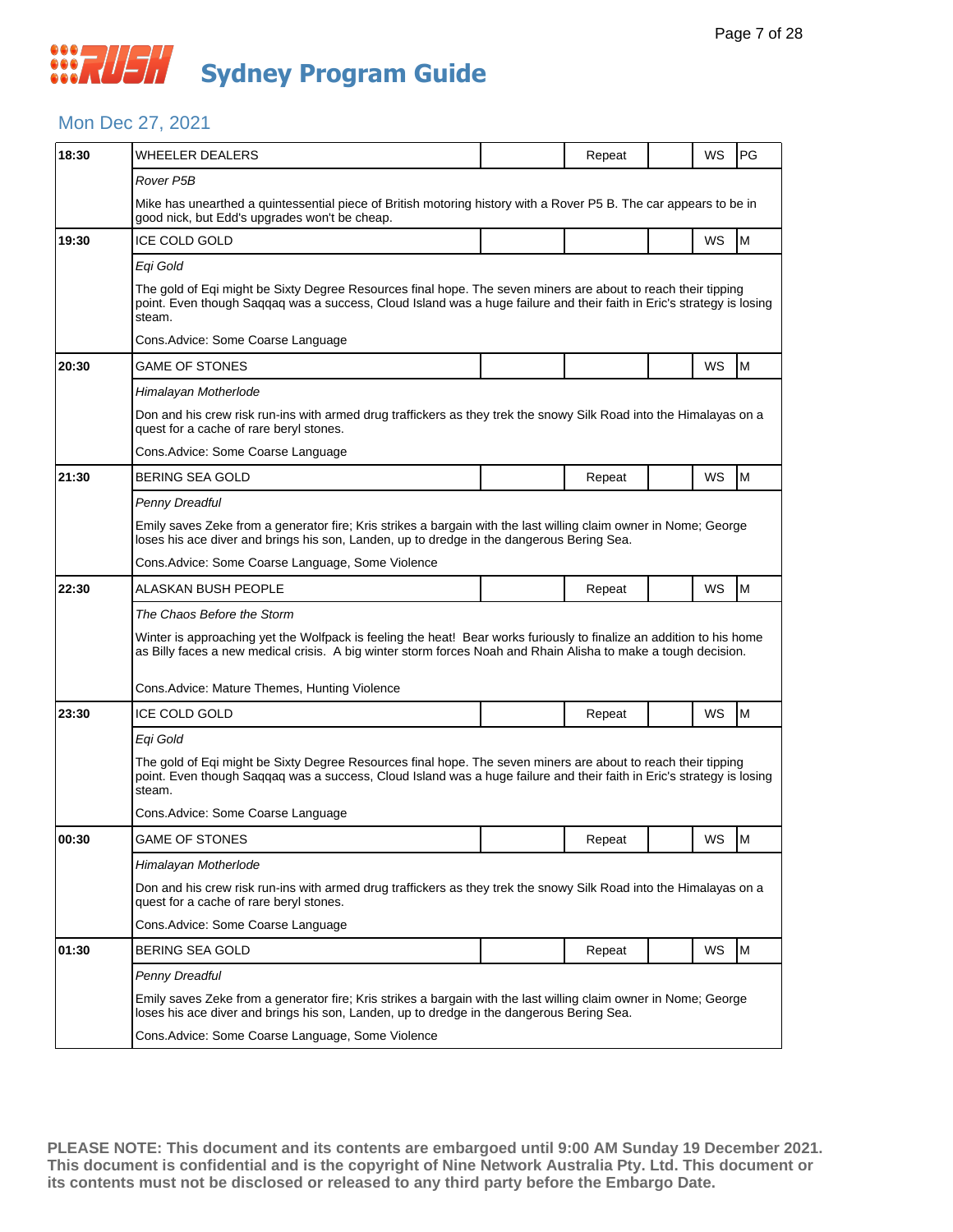# Sydney Program Guide

## Mon Dec 27, 2021

| Time | Program | | Repeat | | WS | Rating |
|---|---|---|---|---|---|---|
| 18:30 | WHEELER DEALERS | | Repeat | | WS | PG |
| | *Rover P5B* | | | | | |
| | Mike has unearthed a quintessential piece of British motoring history with a Rover P5 B. The car appears to be in good nick, but Edd's upgrades won't be cheap. | | | | | |
| 19:30 | ICE COLD GOLD | | | | WS | M |
| | *Eqi Gold* | | | | | |
| | The gold of Eqi might be Sixty Degree Resources final hope. The seven miners are about to reach their tipping point. Even though Saqqaq was a success, Cloud Island was a huge failure and their faith in Eric's strategy is losing steam. | | | | | |
| | Cons.Advice: Some Coarse Language | | | | | |
| 20:30 | GAME OF STONES | | | | WS | M |
| | *Himalayan Motherlode* | | | | | |
| | Don and his crew risk run-ins with armed drug traffickers as they trek the snowy Silk Road into the Himalayas on a quest for a cache of rare beryl stones. | | | | | |
| | Cons.Advice: Some Coarse Language | | | | | |
| 21:30 | BERING SEA GOLD | | Repeat | | WS | M |
| | *Penny Dreadful* | | | | | |
| | Emily saves Zeke from a generator fire; Kris strikes a bargain with the last willing claim owner in Nome; George loses his ace diver and brings his son, Landen, up to dredge in the dangerous Bering Sea. | | | | | |
| | Cons.Advice: Some Coarse Language, Some Violence | | | | | |
| 22:30 | ALASKAN BUSH PEOPLE | | Repeat | | WS | M |
| | *The Chaos Before the Storm* | | | | | |
| | Winter is approaching yet the Wolfpack is feeling the heat! Bear works furiously to finalize an addition to his home as Billy faces a new medical crisis. A big winter storm forces Noah and Rhain Alisha to make a tough decision. | | | | | |
| | Cons.Advice: Mature Themes, Hunting Violence | | | | | |
| 23:30 | ICE COLD GOLD | | Repeat | | WS | M |
| | *Eqi Gold* | | | | | |
| | The gold of Eqi might be Sixty Degree Resources final hope. The seven miners are about to reach their tipping point. Even though Saqqaq was a success, Cloud Island was a huge failure and their faith in Eric's strategy is losing steam. | | | | | |
| | Cons.Advice: Some Coarse Language | | | | | |
| 00:30 | GAME OF STONES | | Repeat | | WS | M |
| | *Himalayan Motherlode* | | | | | |
| | Don and his crew risk run-ins with armed drug traffickers as they trek the snowy Silk Road into the Himalayas on a quest for a cache of rare beryl stones. | | | | | |
| | Cons.Advice: Some Coarse Language | | | | | |
| 01:30 | BERING SEA GOLD | | Repeat | | WS | M |
| | *Penny Dreadful* | | | | | |
| | Emily saves Zeke from a generator fire; Kris strikes a bargain with the last willing claim owner in Nome; George loses his ace diver and brings his son, Landen, up to dredge in the dangerous Bering Sea. | | | | | |
| | Cons.Advice: Some Coarse Language, Some Violence | | | | | |

**PLEASE NOTE: This document and its contents are embargoed until 9:00 AM Sunday 19 December 2021. This document is confidential and is the copyright of Nine Network Australia Pty. Ltd. This document or its contents must not be disclosed or released to any third party before the Embargo Date.**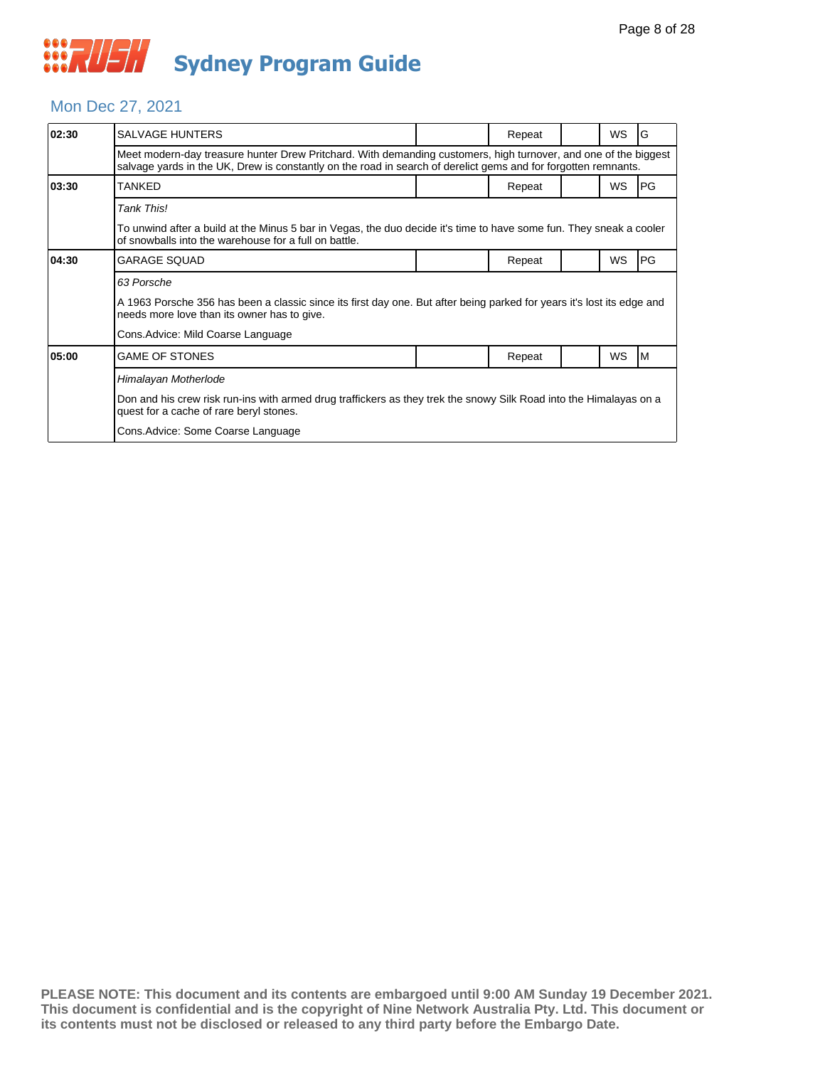# Sydney Program Guide

## Mon Dec 27, 2021

| Time | Program | | Status | | Format | Rating |
|---|---|---|---|---|---|---|
| 02:30 | SALVAGE HUNTERS | | Repeat | | WS | G |
| | Meet modern-day treasure hunter Drew Pritchard. With demanding customers, high turnover, and one of the biggest salvage yards in the UK, Drew is constantly on the road in search of derelict gems and for forgotten remnants. | | | | | |
| 03:30 | TANKED | | Repeat | | WS | PG |
| | *Tank This!*<br><br>To unwind after a build at the Minus 5 bar in Vegas, the duo decide it's time to have some fun. They sneak a cooler of snowballs into the warehouse for a full on battle. | | | | | |
| 04:30 | GARAGE SQUAD | | Repeat | | WS | PG |
| | *63 Porsche*<br><br>A 1963 Porsche 356 has been a classic since its first day one. But after being parked for years it's lost its edge and needs more love than its owner has to give.<br><br>Cons.Advice: Mild Coarse Language | | | | | |
| 05:00 | GAME OF STONES | | Repeat | | WS | M |
| | *Himalayan Motherlode*<br><br>Don and his crew risk run-ins with armed drug traffickers as they trek the snowy Silk Road into the Himalayas on a quest for a cache of rare beryl stones.<br><br>Cons.Advice: Some Coarse Language | | | | | |

**PLEASE NOTE: This document and its contents are embargoed until 9:00 AM Sunday 19 December 2021. This document is confidential and is the copyright of Nine Network Australia Pty. Ltd. This document or its contents must not be disclosed or released to any third party before the Embargo Date.**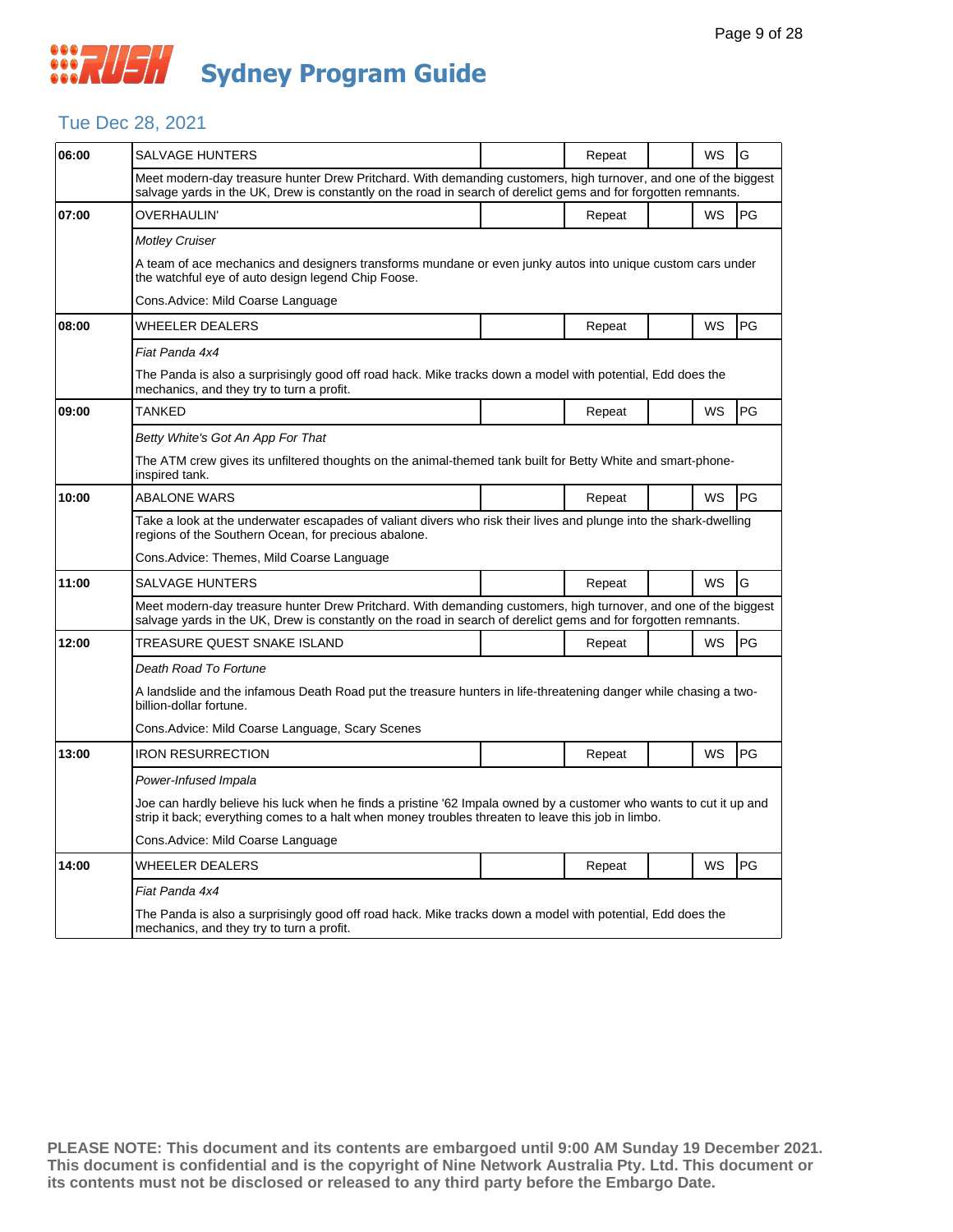# Sydney Program Guide

## Tue Dec 28, 2021

| Time | Program | | Status | | WS | Rating |
|---|---|---|---|---|---|---|
| 06:00 | SALVAGE HUNTERS | | Repeat | | WS | G |
| | Meet modern-day treasure hunter Drew Pritchard. With demanding customers, high turnover, and one of the biggest salvage yards in the UK, Drew is constantly on the road in search of derelict gems and for forgotten remnants. | | | | | |
| 07:00 | OVERHAULIN' | | Repeat | | WS | PG |
| | *Motley Cruiser* | | | | | |
| | A team of ace mechanics and designers transforms mundane or even junky autos into unique custom cars under the watchful eye of auto design legend Chip Foose. | | | | | |
| | Cons.Advice: Mild Coarse Language | | | | | |
| 08:00 | WHEELER DEALERS | | Repeat | | WS | PG |
| | *Fiat Panda 4x4* | | | | | |
| | The Panda is also a surprisingly good off road hack. Mike tracks down a model with potential, Edd does the mechanics, and they try to turn a profit. | | | | | |
| 09:00 | TANKED | | Repeat | | WS | PG |
| | *Betty White's Got An App For That* | | | | | |
| | The ATM crew gives its unfiltered thoughts on the animal-themed tank built for Betty White and smart-phone-inspired tank. | | | | | |
| 10:00 | ABALONE WARS | | Repeat | | WS | PG |
| | Take a look at the underwater escapades of valiant divers who risk their lives and plunge into the shark-dwelling regions of the Southern Ocean, for precious abalone. | | | | | |
| | Cons.Advice: Themes, Mild Coarse Language | | | | | |
| 11:00 | SALVAGE HUNTERS | | Repeat | | WS | G |
| | Meet modern-day treasure hunter Drew Pritchard. With demanding customers, high turnover, and one of the biggest salvage yards in the UK, Drew is constantly on the road in search of derelict gems and for forgotten remnants. | | | | | |
| 12:00 | TREASURE QUEST SNAKE ISLAND | | Repeat | | WS | PG |
| | *Death Road To Fortune* | | | | | |
| | A landslide and the infamous Death Road put the treasure hunters in life-threatening danger while chasing a two-billion-dollar fortune. | | | | | |
| | Cons.Advice: Mild Coarse Language, Scary Scenes | | | | | |
| 13:00 | IRON RESURRECTION | | Repeat | | WS | PG |
| | *Power-Infused Impala* | | | | | |
| | Joe can hardly believe his luck when he finds a pristine '62 Impala owned by a customer who wants to cut it up and strip it back; everything comes to a halt when money troubles threaten to leave this job in limbo. | | | | | |
| | Cons.Advice: Mild Coarse Language | | | | | |
| 14:00 | WHEELER DEALERS | | Repeat | | WS | PG |
| | *Fiat Panda 4x4* | | | | | |
| | The Panda is also a surprisingly good off road hack. Mike tracks down a model with potential, Edd does the mechanics, and they try to turn a profit. | | | | | |

**PLEASE NOTE: This document and its contents are embargoed until 9:00 AM Sunday 19 December 2021. This document is confidential and is the copyright of Nine Network Australia Pty. Ltd. This document or its contents must not be disclosed or released to any third party before the Embargo Date.**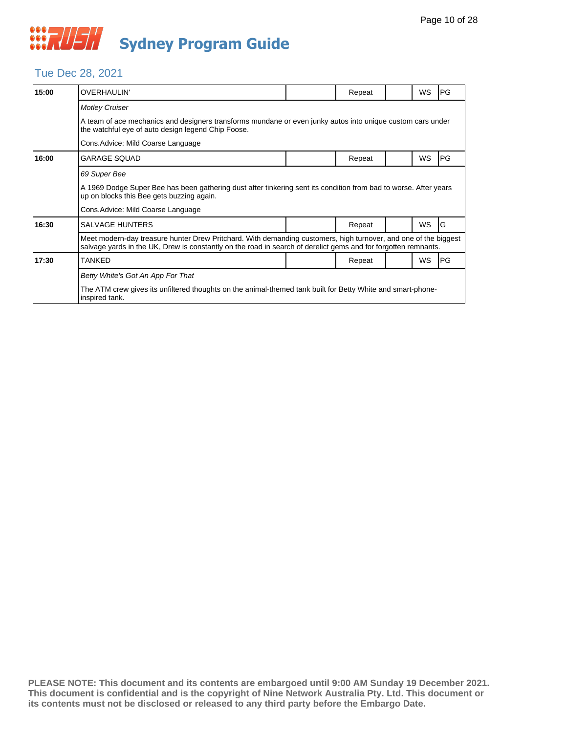# Sydney Program Guide

## Tue Dec 28, 2021

| Time | Program | | Status | | Format | Rating |
|---|---|---|---|---|---|---|
| **15:00** | OVERHAULIN' | | Repeat | | WS | PG |
| | *Motley Cruiser* | | | | | |
| | A team of ace mechanics and designers transforms mundane or even junky autos into unique custom cars under the watchful eye of auto design legend Chip Foose. | | | | | |
| | Cons.Advice: Mild Coarse Language | | | | | |
| **16:00** | GARAGE SQUAD | | Repeat | | WS | PG |
| | *69 Super Bee* | | | | | |
| | A 1969 Dodge Super Bee has been gathering dust after tinkering sent its condition from bad to worse. After years up on blocks this Bee gets buzzing again. | | | | | |
| | Cons.Advice: Mild Coarse Language | | | | | |
| **16:30** | SALVAGE HUNTERS | | Repeat | | WS | G |
| | Meet modern-day treasure hunter Drew Pritchard. With demanding customers, high turnover, and one of the biggest salvage yards in the UK, Drew is constantly on the road in search of derelict gems and for forgotten remnants. | | | | | |
| **17:30** | TANKED | | Repeat | | WS | PG |
| | *Betty White's Got An App For That* | | | | | |
| | The ATM crew gives its unfiltered thoughts on the animal-themed tank built for Betty White and smart-phone-inspired tank. | | | | | |

**PLEASE NOTE: This document and its contents are embargoed until 9:00 AM Sunday 19 December 2021. This document is confidential and is the copyright of Nine Network Australia Pty. Ltd. This document or its contents must not be disclosed or released to any third party before the Embargo Date.**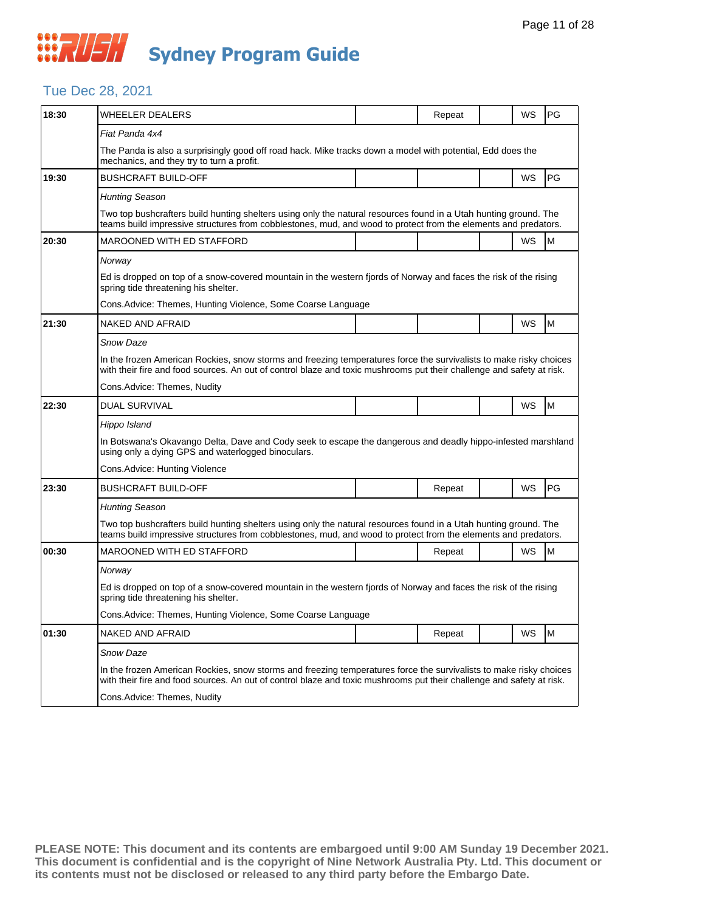# Sydney Program Guide

## Tue Dec 28, 2021

| Time | Program | | Repeat | | WS | Rating |
|---|---|---|---|---|---|---|
| 18:30 | WHEELER DEALERS | | Repeat | | WS | PG |
| | *Fiat Panda 4x4* | | | | | |
| | The Panda is also a surprisingly good off road hack. Mike tracks down a model with potential, Edd does the mechanics, and they try to turn a profit. | | | | | |
| 19:30 | BUSHCRAFT BUILD-OFF | | | | WS | PG |
| | *Hunting Season* | | | | | |
| | Two top bushcrafters build hunting shelters using only the natural resources found in a Utah hunting ground. The teams build impressive structures from cobblestones, mud, and wood to protect from the elements and predators. | | | | | |
| 20:30 | MAROONED WITH ED STAFFORD | | | | WS | M |
| | *Norway* | | | | | |
| | Ed is dropped on top of a snow-covered mountain in the western fjords of Norway and faces the risk of the rising spring tide threatening his shelter. | | | | | |
| | Cons.Advice: Themes, Hunting Violence, Some Coarse Language | | | | | |
| 21:30 | NAKED AND AFRAID | | | | WS | M |
| | *Snow Daze* | | | | | |
| | In the frozen American Rockies, snow storms and freezing temperatures force the survivalists to make risky choices with their fire and food sources. An out of control blaze and toxic mushrooms put their challenge and safety at risk. | | | | | |
| | Cons.Advice: Themes, Nudity | | | | | |
| 22:30 | DUAL SURVIVAL | | | | WS | M |
| | *Hippo Island* | | | | | |
| | In Botswana's Okavango Delta, Dave and Cody seek to escape the dangerous and deadly hippo-infested marshland using only a dying GPS and waterlogged binoculars. | | | | | |
| | Cons.Advice: Hunting Violence | | | | | |
| 23:30 | BUSHCRAFT BUILD-OFF | | Repeat | | WS | PG |
| | *Hunting Season* | | | | | |
| | Two top bushcrafters build hunting shelters using only the natural resources found in a Utah hunting ground. The teams build impressive structures from cobblestones, mud, and wood to protect from the elements and predators. | | | | | |
| 00:30 | MAROONED WITH ED STAFFORD | | Repeat | | WS | M |
| | *Norway* | | | | | |
| | Ed is dropped on top of a snow-covered mountain in the western fjords of Norway and faces the risk of the rising spring tide threatening his shelter. | | | | | |
| | Cons.Advice: Themes, Hunting Violence, Some Coarse Language | | | | | |
| 01:30 | NAKED AND AFRAID | | Repeat | | WS | M |
| | *Snow Daze* | | | | | |
| | In the frozen American Rockies, snow storms and freezing temperatures force the survivalists to make risky choices with their fire and food sources. An out of control blaze and toxic mushrooms put their challenge and safety at risk. | | | | | |
| | Cons.Advice: Themes, Nudity | | | | | |

**PLEASE NOTE: This document and its contents are embargoed until 9:00 AM Sunday 19 December 2021. This document is confidential and is the copyright of Nine Network Australia Pty. Ltd. This document or its contents must not be disclosed or released to any third party before the Embargo Date.**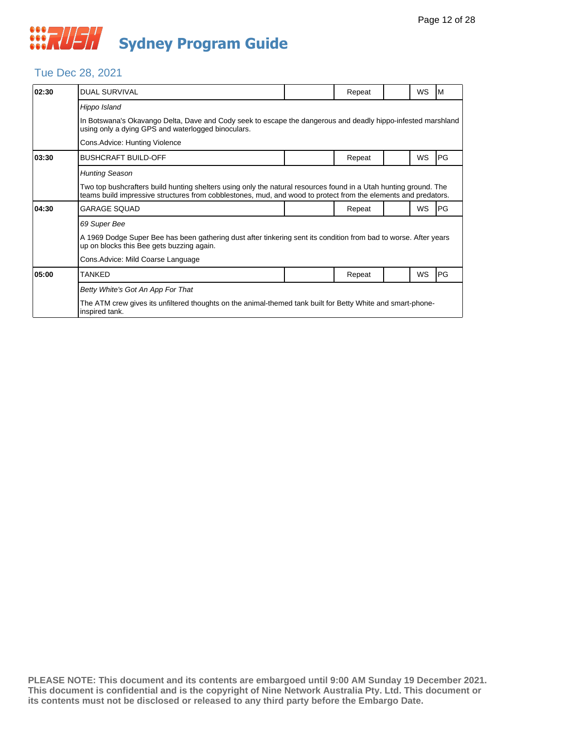# Sydney Program Guide

## Tue Dec 28, 2021

| Time | Program | | Status | | Format | Rating |
|---|---|---|---|---|---|---|
| **02:30** | DUAL SURVIVAL | | Repeat | | WS | M |
| | *Hippo Island*<br>In Botswana's Okavango Delta, Dave and Cody seek to escape the dangerous and deadly hippo-infested marshland using only a dying GPS and waterlogged binoculars.<br>Cons.Advice: Hunting Violence | | | | | |
| **03:30** | BUSHCRAFT BUILD-OFF | | Repeat | | WS | PG |
| | *Hunting Season*<br>Two top bushcrafters build hunting shelters using only the natural resources found in a Utah hunting ground. The teams build impressive structures from cobblestones, mud, and wood to protect from the elements and predators. | | | | | |
| **04:30** | GARAGE SQUAD | | Repeat | | WS | PG |
| | *69 Super Bee*<br>A 1969 Dodge Super Bee has been gathering dust after tinkering sent its condition from bad to worse. After years up on blocks this Bee gets buzzing again.<br>Cons.Advice: Mild Coarse Language | | | | | |
| **05:00** | TANKED | | Repeat | | WS | PG |
| | *Betty White's Got An App For That*<br>The ATM crew gives its unfiltered thoughts on the animal-themed tank built for Betty White and smart-phone-inspired tank. | | | | | |

**PLEASE NOTE: This document and its contents are embargoed until 9:00 AM Sunday 19 December 2021. This document is confidential and is the copyright of Nine Network Australia Pty. Ltd. This document or its contents must not be disclosed or released to any third party before the Embargo Date.**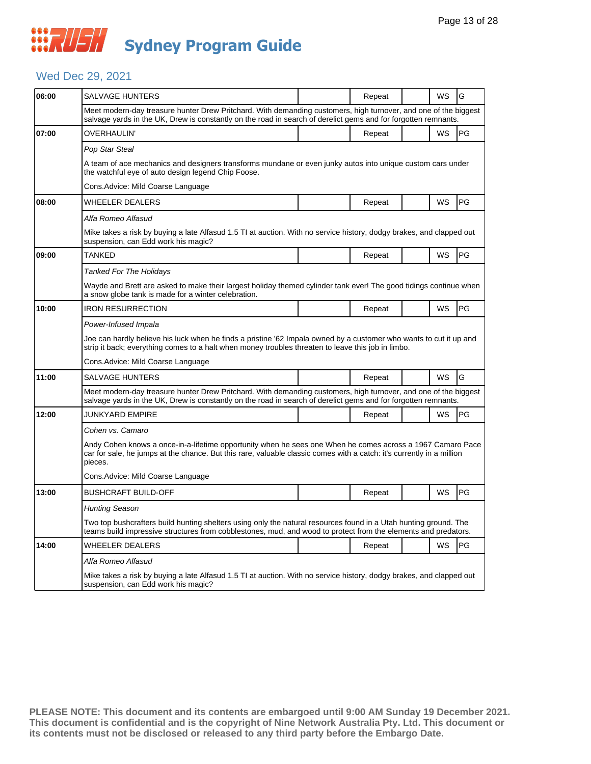# Sydney Program Guide

## Wed Dec 29, 2021

| Time | Program | | Status | | Format | Rating |
|---|---|---|---|---|---|---|
| 06:00 | SALVAGE HUNTERS | | Repeat | | WS | G |
| | Meet modern-day treasure hunter Drew Pritchard. With demanding customers, high turnover, and one of the biggest salvage yards in the UK, Drew is constantly on the road in search of derelict gems and for forgotten remnants. | | | | | |
| 07:00 | OVERHAULIN' | | Repeat | | WS | PG |
| | *Pop Star Steal*<br>A team of ace mechanics and designers transforms mundane or even junky autos into unique custom cars under the watchful eye of auto design legend Chip Foose.<br>Cons.Advice: Mild Coarse Language | | | | | |
| 08:00 | WHEELER DEALERS | | Repeat | | WS | PG |
| | *Alfa Romeo Alfasud*<br>Mike takes a risk by buying a late Alfasud 1.5 TI at auction. With no service history, dodgy brakes, and clapped out suspension, can Edd work his magic? | | | | | |
| 09:00 | TANKED | | Repeat | | WS | PG |
| | *Tanked For The Holidays*<br>Wayde and Brett are asked to make their largest holiday themed cylinder tank ever! The good tidings continue when a snow globe tank is made for a winter celebration. | | | | | |
| 10:00 | IRON RESURRECTION | | Repeat | | WS | PG |
| | *Power-Infused Impala*<br>Joe can hardly believe his luck when he finds a pristine '62 Impala owned by a customer who wants to cut it up and strip it back; everything comes to a halt when money troubles threaten to leave this job in limbo.<br>Cons.Advice: Mild Coarse Language | | | | | |
| 11:00 | SALVAGE HUNTERS | | Repeat | | WS | G |
| | Meet modern-day treasure hunter Drew Pritchard. With demanding customers, high turnover, and one of the biggest salvage yards in the UK, Drew is constantly on the road in search of derelict gems and for forgotten remnants. | | | | | |
| 12:00 | JUNKYARD EMPIRE | | Repeat | | WS | PG |
| | *Cohen vs. Camaro*<br>Andy Cohen knows a once-in-a-lifetime opportunity when he sees one When he comes across a 1967 Camaro Pace car for sale, he jumps at the chance. But this rare, valuable classic comes with a catch: it's currently in a million pieces.<br>Cons.Advice: Mild Coarse Language | | | | | |
| 13:00 | BUSHCRAFT BUILD-OFF | | Repeat | | WS | PG |
| | *Hunting Season*<br>Two top bushcrafters build hunting shelters using only the natural resources found in a Utah hunting ground. The teams build impressive structures from cobblestones, mud, and wood to protect from the elements and predators. | | | | | |
| 14:00 | WHEELER DEALERS | | Repeat | | WS | PG |
| | *Alfa Romeo Alfasud*<br>Mike takes a risk by buying a late Alfasud 1.5 TI at auction. With no service history, dodgy brakes, and clapped out suspension, can Edd work his magic? | | | | | |

**PLEASE NOTE: This document and its contents are embargoed until 9:00 AM Sunday 19 December 2021. This document is confidential and is the copyright of Nine Network Australia Pty. Ltd. This document or its contents must not be disclosed or released to any third party before the Embargo Date.**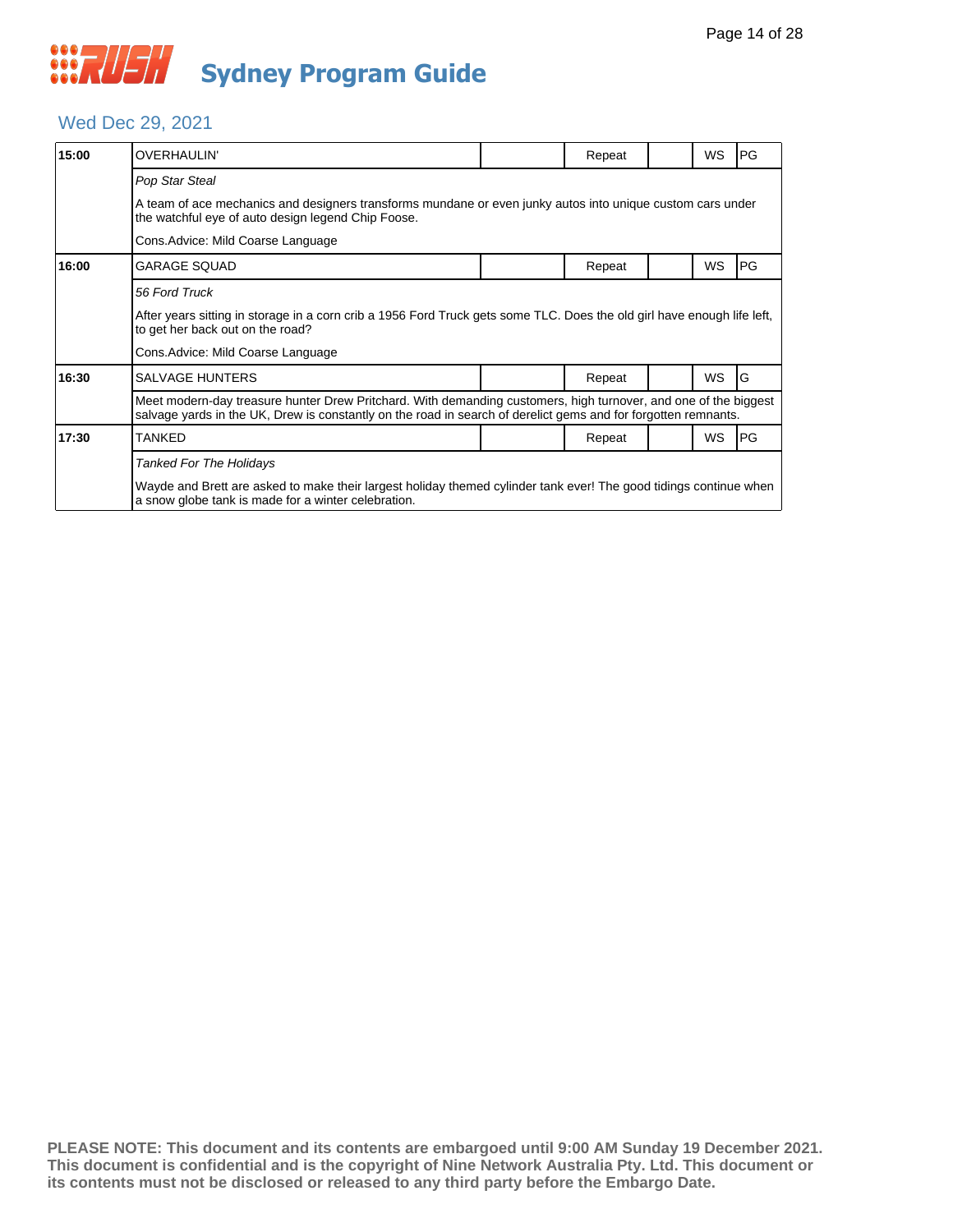# Sydney Program Guide

## Wed Dec 29, 2021

| Time | Program | | Status | | Format | Rating |
|---|---|---|---|---|---|---|
| **15:00** | OVERHAULIN' | | Repeat | | WS | PG |
| | *Pop Star Steal* | | | | | |
| | A team of ace mechanics and designers transforms mundane or even junky autos into unique custom cars under the watchful eye of auto design legend Chip Foose. | | | | | |
| | Cons.Advice: Mild Coarse Language | | | | | |
| **16:00** | GARAGE SQUAD | | Repeat | | WS | PG |
| | *56 Ford Truck* | | | | | |
| | After years sitting in storage in a corn crib a 1956 Ford Truck gets some TLC. Does the old girl have enough life left, to get her back out on the road? | | | | | |
| | Cons.Advice: Mild Coarse Language | | | | | |
| **16:30** | SALVAGE HUNTERS | | Repeat | | WS | G |
| | Meet modern-day treasure hunter Drew Pritchard. With demanding customers, high turnover, and one of the biggest salvage yards in the UK, Drew is constantly on the road in search of derelict gems and for forgotten remnants. | | | | | |
| **17:30** | TANKED | | Repeat | | WS | PG |
| | *Tanked For The Holidays* | | | | | |
| | Wayde and Brett are asked to make their largest holiday themed cylinder tank ever! The good tidings continue when a snow globe tank is made for a winter celebration. | | | | | |

**PLEASE NOTE: This document and its contents are embargoed until 9:00 AM Sunday 19 December 2021. This document is confidential and is the copyright of Nine Network Australia Pty. Ltd. This document or its contents must not be disclosed or released to any third party before the Embargo Date.**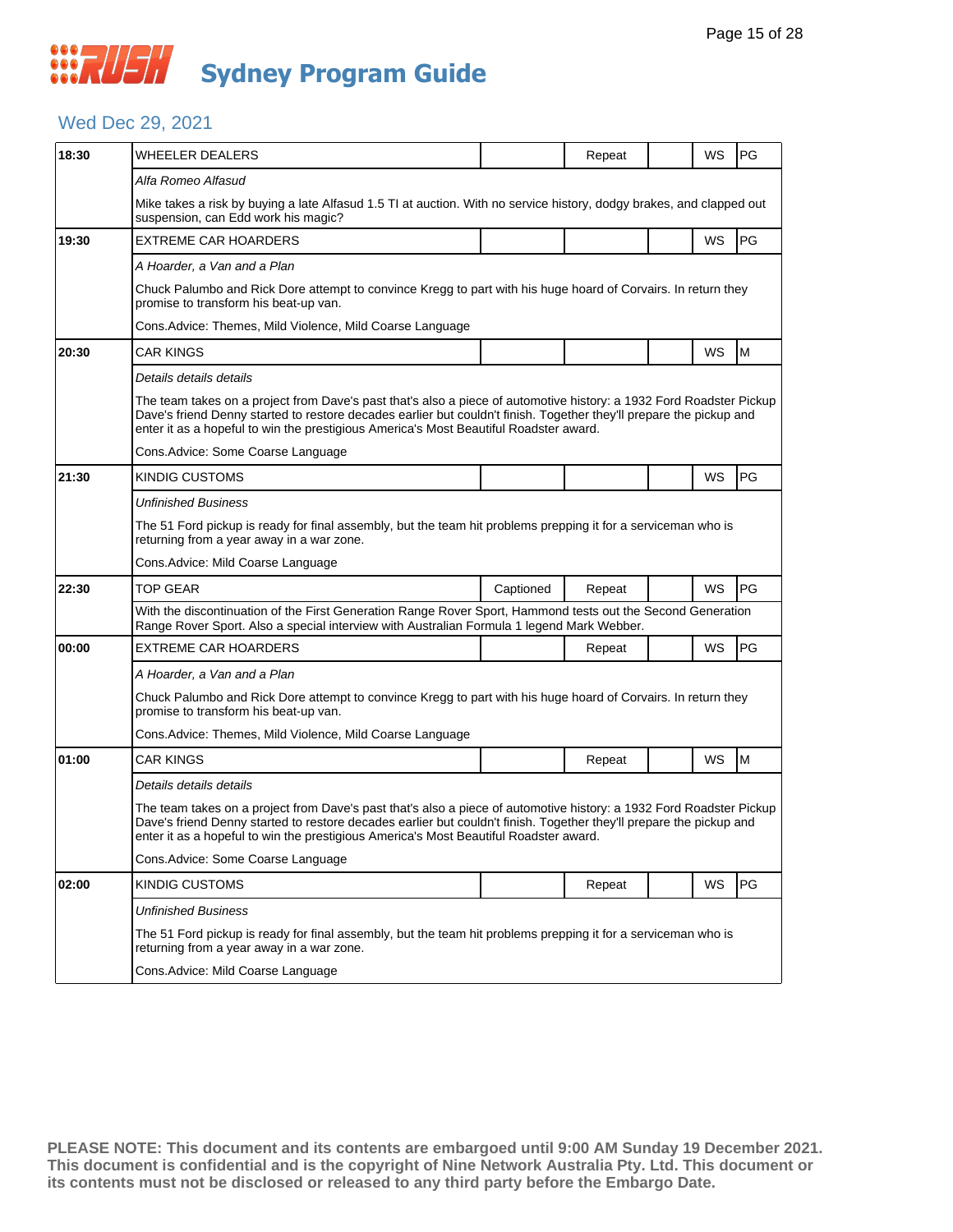# RUSH Sydney Program Guide

## Wed Dec 29, 2021

| Time | Program | Captioned | Repeat | | WS | Rating |
|---|---|---|---|---|---|---|
| 18:30 | WHEELER DEALERS | | Repeat | | WS | PG |
| | *Alfa Romeo Alfasud* | | | | | |
| | Mike takes a risk by buying a late Alfasud 1.5 TI at auction. With no service history, dodgy brakes, and clapped out suspension, can Edd work his magic? | | | | | |
| 19:30 | EXTREME CAR HOARDERS | | | | WS | PG |
| | *A Hoarder, a Van and a Plan* | | | | | |
| | Chuck Palumbo and Rick Dore attempt to convince Kregg to part with his huge hoard of Corvairs. In return they promise to transform his beat-up van. | | | | | |
| | Cons.Advice: Themes, Mild Violence, Mild Coarse Language | | | | | |
| 20:30 | CAR KINGS | | | | WS | M |
| | *Details details details* | | | | | |
| | The team takes on a project from Dave's past that's also a piece of automotive history: a 1932 Ford Roadster Pickup Dave's friend Denny started to restore decades earlier but couldn't finish. Together they'll prepare the pickup and enter it as a hopeful to win the prestigious America's Most Beautiful Roadster award. | | | | | |
| | Cons.Advice: Some Coarse Language | | | | | |
| 21:30 | KINDIG CUSTOMS | | | | WS | PG |
| | *Unfinished Business* | | | | | |
| | The 51 Ford pickup is ready for final assembly, but the team hit problems prepping it for a serviceman who is returning from a year away in a war zone. | | | | | |
| | Cons.Advice: Mild Coarse Language | | | | | |
| 22:30 | TOP GEAR | Captioned | Repeat | | WS | PG |
| | With the discontinuation of the First Generation Range Rover Sport, Hammond tests out the Second Generation Range Rover Sport. Also a special interview with Australian Formula 1 legend Mark Webber. | | | | | |
| 00:00 | EXTREME CAR HOARDERS | | Repeat | | WS | PG |
| | *A Hoarder, a Van and a Plan* | | | | | |
| | Chuck Palumbo and Rick Dore attempt to convince Kregg to part with his huge hoard of Corvairs. In return they promise to transform his beat-up van. | | | | | |
| | Cons.Advice: Themes, Mild Violence, Mild Coarse Language | | | | | |
| 01:00 | CAR KINGS | | Repeat | | WS | M |
| | *Details details details* | | | | | |
| | The team takes on a project from Dave's past that's also a piece of automotive history: a 1932 Ford Roadster Pickup Dave's friend Denny started to restore decades earlier but couldn't finish. Together they'll prepare the pickup and enter it as a hopeful to win the prestigious America's Most Beautiful Roadster award. | | | | | |
| | Cons.Advice: Some Coarse Language | | | | | |
| 02:00 | KINDIG CUSTOMS | | Repeat | | WS | PG |
| | *Unfinished Business* | | | | | |
| | The 51 Ford pickup is ready for final assembly, but the team hit problems prepping it for a serviceman who is returning from a year away in a war zone. | | | | | |
| | Cons.Advice: Mild Coarse Language | | | | | |

**PLEASE NOTE: This document and its contents are embargoed until 9:00 AM Sunday 19 December 2021. This document is confidential and is the copyright of Nine Network Australia Pty. Ltd. This document or its contents must not be disclosed or released to any third party before the Embargo Date.**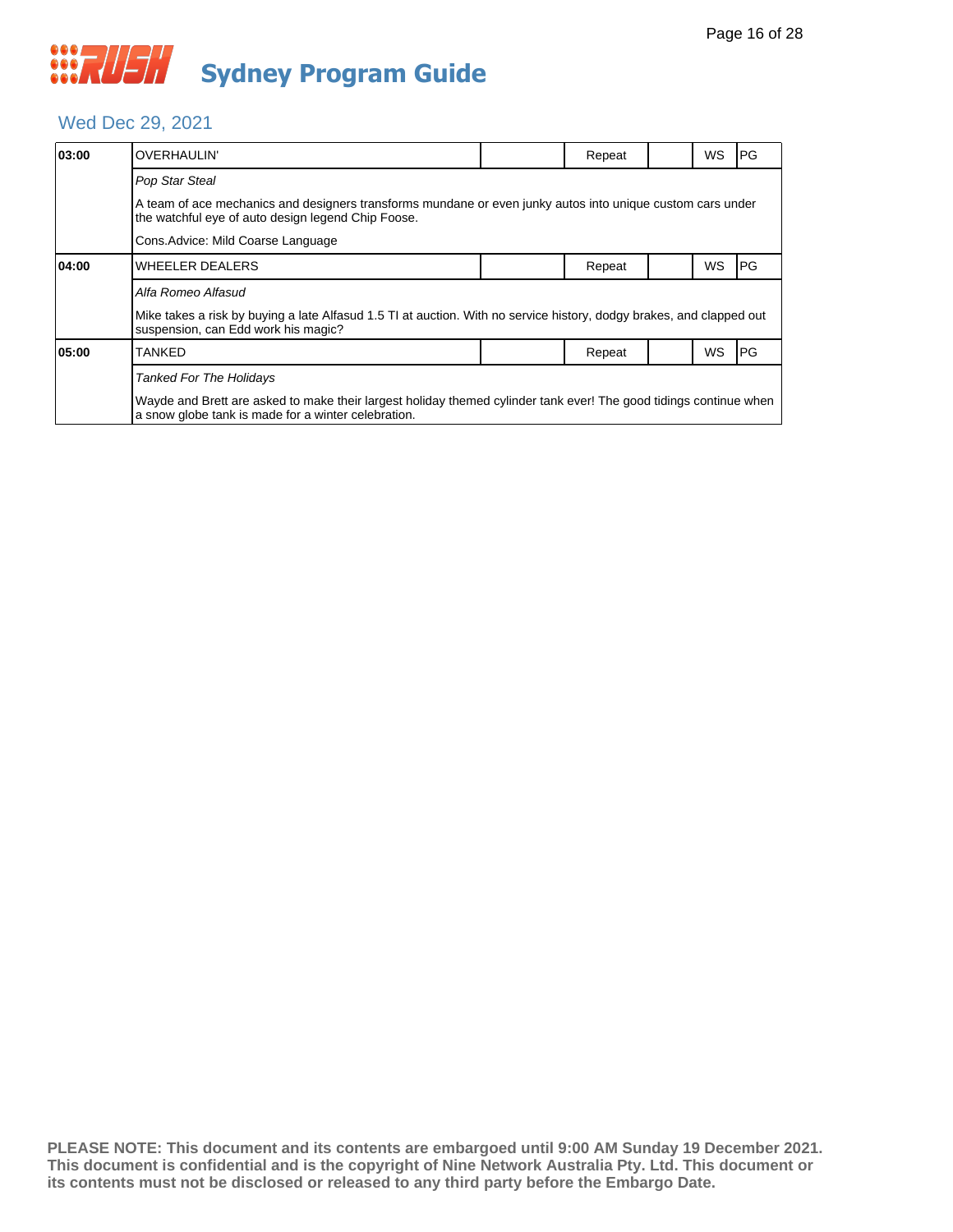# RUSH Sydney Program Guide

## Wed Dec 29, 2021

| Time | Program | | Status | | Format | Rating |
|---|---|---|---|---|---|---|
| 03:00 | OVERHAULIN' | | Repeat | | WS | PG |
| | *Pop Star Steal*<br><br>A team of ace mechanics and designers transforms mundane or even junky autos into unique custom cars under the watchful eye of auto design legend Chip Foose.<br><br>Cons.Advice: Mild Coarse Language | | | | | |
| 04:00 | WHEELER DEALERS | | Repeat | | WS | PG |
| | *Alfa Romeo Alfasud*<br><br>Mike takes a risk by buying a late Alfasud 1.5 TI at auction. With no service history, dodgy brakes, and clapped out suspension, can Edd work his magic? | | | | | |
| 05:00 | TANKED | | Repeat | | WS | PG |
| | *Tanked For The Holidays*<br><br>Wayde and Brett are asked to make their largest holiday themed cylinder tank ever! The good tidings continue when a snow globe tank is made for a winter celebration. | | | | | |

**PLEASE NOTE: This document and its contents are embargoed until 9:00 AM Sunday 19 December 2021. This document is confidential and is the copyright of Nine Network Australia Pty. Ltd. This document or its contents must not be disclosed or released to any third party before the Embargo Date.**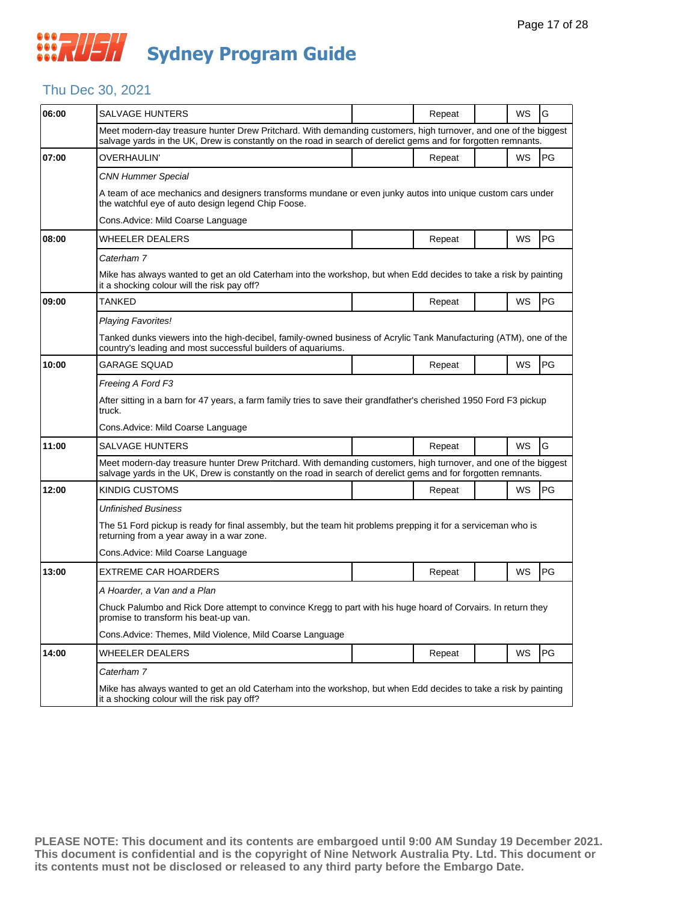# Sydney Program Guide

## Thu Dec 30, 2021

| Time | Program | | Status | | Format | Rating |
|---|---|---|---|---|---|---|
| 06:00 | SALVAGE HUNTERS | | Repeat | | WS | G |
| | Meet modern-day treasure hunter Drew Pritchard. With demanding customers, high turnover, and one of the biggest salvage yards in the UK, Drew is constantly on the road in search of derelict gems and for forgotten remnants. | | | | | |
| 07:00 | OVERHAULIN' | | Repeat | | WS | PG |
| | *CNN Hummer Special* | | | | | |
| | A team of ace mechanics and designers transforms mundane or even junky autos into unique custom cars under the watchful eye of auto design legend Chip Foose. | | | | | |
| | Cons.Advice: Mild Coarse Language | | | | | |
| 08:00 | WHEELER DEALERS | | Repeat | | WS | PG |
| | *Caterham 7* | | | | | |
| | Mike has always wanted to get an old Caterham into the workshop, but when Edd decides to take a risk by painting it a shocking colour will the risk pay off? | | | | | |
| 09:00 | TANKED | | Repeat | | WS | PG |
| | *Playing Favorites!* | | | | | |
| | Tanked dunks viewers into the high-decibel, family-owned business of Acrylic Tank Manufacturing (ATM), one of the country's leading and most successful builders of aquariums. | | | | | |
| 10:00 | GARAGE SQUAD | | Repeat | | WS | PG |
| | *Freeing A Ford F3* | | | | | |
| | After sitting in a barn for 47 years, a farm family tries to save their grandfather's cherished 1950 Ford F3 pickup truck. | | | | | |
| | Cons.Advice: Mild Coarse Language | | | | | |
| 11:00 | SALVAGE HUNTERS | | Repeat | | WS | G |
| | Meet modern-day treasure hunter Drew Pritchard. With demanding customers, high turnover, and one of the biggest salvage yards in the UK, Drew is constantly on the road in search of derelict gems and for forgotten remnants. | | | | | |
| 12:00 | KINDIG CUSTOMS | | Repeat | | WS | PG |
| | *Unfinished Business* | | | | | |
| | The 51 Ford pickup is ready for final assembly, but the team hit problems prepping it for a serviceman who is returning from a year away in a war zone. | | | | | |
| | Cons.Advice: Mild Coarse Language | | | | | |
| 13:00 | EXTREME CAR HOARDERS | | Repeat | | WS | PG |
| | *A Hoarder, a Van and a Plan* | | | | | |
| | Chuck Palumbo and Rick Dore attempt to convince Kregg to part with his huge hoard of Corvairs. In return they promise to transform his beat-up van. | | | | | |
| | Cons.Advice: Themes, Mild Violence, Mild Coarse Language | | | | | |
| 14:00 | WHEELER DEALERS | | Repeat | | WS | PG |
| | *Caterham 7* | | | | | |
| | Mike has always wanted to get an old Caterham into the workshop, but when Edd decides to take a risk by painting it a shocking colour will the risk pay off? | | | | | |

**PLEASE NOTE: This document and its contents are embargoed until 9:00 AM Sunday 19 December 2021. This document is confidential and is the copyright of Nine Network Australia Pty. Ltd. This document or its contents must not be disclosed or released to any third party before the Embargo Date.**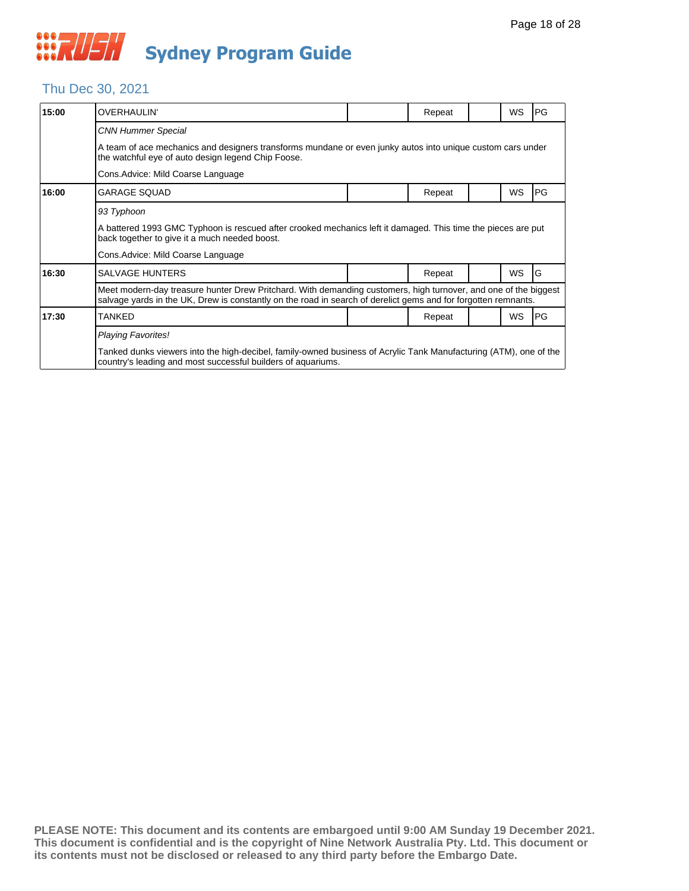# Sydney Program Guide

## Thu Dec 30, 2021

| Time | Program | | Status | | Format | Rating |
|---|---|---|---|---|---|---|
| 15:00 | OVERHAULIN' | | Repeat | | WS | PG |

*CNN Hummer Special*

A team of ace mechanics and designers transforms mundane or even junky autos into unique custom cars under the watchful eye of auto design legend Chip Foose.

Cons.Advice: Mild Coarse Language

| Time | Program | | Status | | Format | Rating |
|---|---|---|---|---|---|---|
| 16:00 | GARAGE SQUAD | | Repeat | | WS | PG |

*93 Typhoon*

A battered 1993 GMC Typhoon is rescued after crooked mechanics left it damaged. This time the pieces are put back together to give it a much needed boost.

Cons.Advice: Mild Coarse Language

| Time | Program | | Status | | Format | Rating |
|---|---|---|---|---|---|---|
| 16:30 | SALVAGE HUNTERS | | Repeat | | WS | G |

Meet modern-day treasure hunter Drew Pritchard. With demanding customers, high turnover, and one of the biggest salvage yards in the UK, Drew is constantly on the road in search of derelict gems and for forgotten remnants.

| Time | Program | | Status | | Format | Rating |
|---|---|---|---|---|---|---|
| 17:30 | TANKED | | Repeat | | WS | PG |

*Playing Favorites!*

Tanked dunks viewers into the high-decibel, family-owned business of Acrylic Tank Manufacturing (ATM), one of the country's leading and most successful builders of aquariums.

**PLEASE NOTE: This document and its contents are embargoed until 9:00 AM Sunday 19 December 2021. This document is confidential and is the copyright of Nine Network Australia Pty. Ltd. This document or its contents must not be disclosed or released to any third party before the Embargo Date.**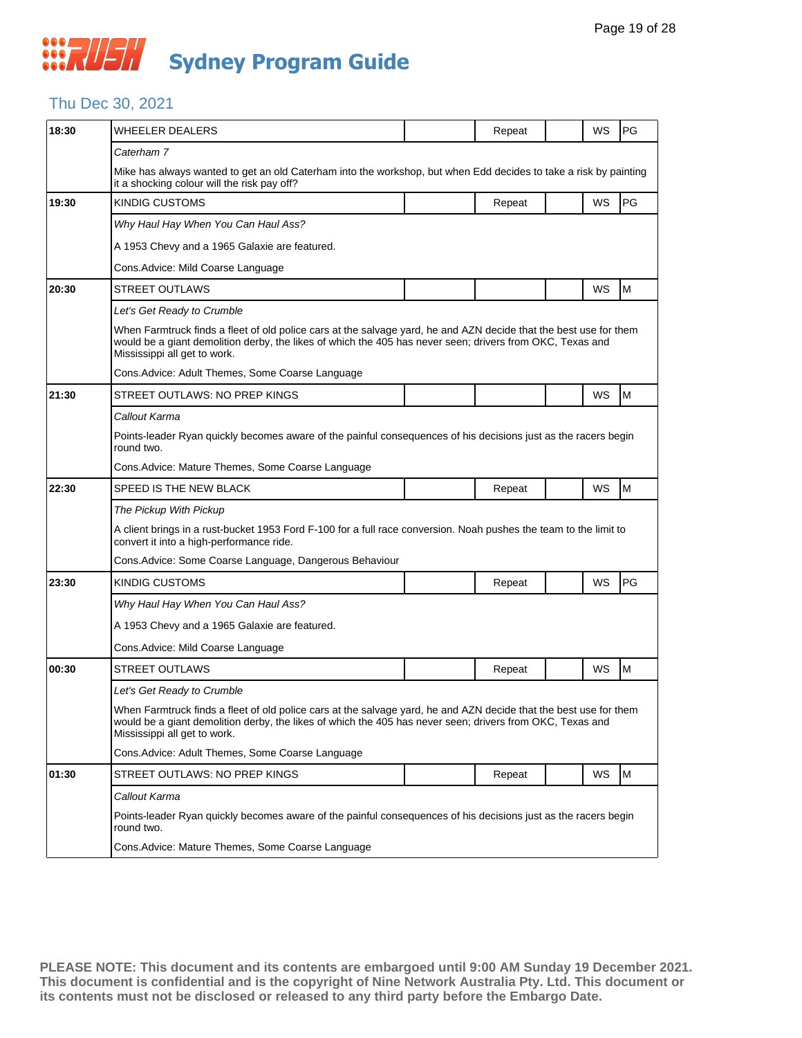# Sydney Program Guide

## Thu Dec 30, 2021

| Time | Program | | Repeat | | WS | Rating |
|---|---|---|---|---|---|---|
| 18:30 | WHEELER DEALERS | | Repeat | | WS | PG |
| | *Caterham 7* | | | | | |
| | Mike has always wanted to get an old Caterham into the workshop, but when Edd decides to take a risk by painting it a shocking colour will the risk pay off? | | | | | |
| 19:30 | KINDIG CUSTOMS | | Repeat | | WS | PG |
| | *Why Haul Hay When You Can Haul Ass?* | | | | | |
| | A 1953 Chevy and a 1965 Galaxie are featured. | | | | | |
| | Cons.Advice: Mild Coarse Language | | | | | |
| 20:30 | STREET OUTLAWS | | | | WS | M |
| | *Let's Get Ready to Crumble* | | | | | |
| | When Farmtruck finds a fleet of old police cars at the salvage yard, he and AZN decide that the best use for them would be a giant demolition derby, the likes of which the 405 has never seen; drivers from OKC, Texas and Mississippi all get to work. | | | | | |
| | Cons.Advice: Adult Themes, Some Coarse Language | | | | | |
| 21:30 | STREET OUTLAWS: NO PREP KINGS | | | | WS | M |
| | *Callout Karma* | | | | | |
| | Points-leader Ryan quickly becomes aware of the painful consequences of his decisions just as the racers begin round two. | | | | | |
| | Cons.Advice: Mature Themes, Some Coarse Language | | | | | |
| 22:30 | SPEED IS THE NEW BLACK | | Repeat | | WS | M |
| | *The Pickup With Pickup* | | | | | |
| | A client brings in a rust-bucket 1953 Ford F-100 for a full race conversion. Noah pushes the team to the limit to convert it into a high-performance ride. | | | | | |
| | Cons.Advice: Some Coarse Language, Dangerous Behaviour | | | | | |
| 23:30 | KINDIG CUSTOMS | | Repeat | | WS | PG |
| | *Why Haul Hay When You Can Haul Ass?* | | | | | |
| | A 1953 Chevy and a 1965 Galaxie are featured. | | | | | |
| | Cons.Advice: Mild Coarse Language | | | | | |
| 00:30 | STREET OUTLAWS | | Repeat | | WS | M |
| | *Let's Get Ready to Crumble* | | | | | |
| | When Farmtruck finds a fleet of old police cars at the salvage yard, he and AZN decide that the best use for them would be a giant demolition derby, the likes of which the 405 has never seen; drivers from OKC, Texas and Mississippi all get to work. | | | | | |
| | Cons.Advice: Adult Themes, Some Coarse Language | | | | | |
| 01:30 | STREET OUTLAWS: NO PREP KINGS | | Repeat | | WS | M |
| | *Callout Karma* | | | | | |
| | Points-leader Ryan quickly becomes aware of the painful consequences of his decisions just as the racers begin round two. | | | | | |
| | Cons.Advice: Mature Themes, Some Coarse Language | | | | | |

**PLEASE NOTE: This document and its contents are embargoed until 9:00 AM Sunday 19 December 2021. This document is confidential and is the copyright of Nine Network Australia Pty. Ltd. This document or its contents must not be disclosed or released to any third party before the Embargo Date.**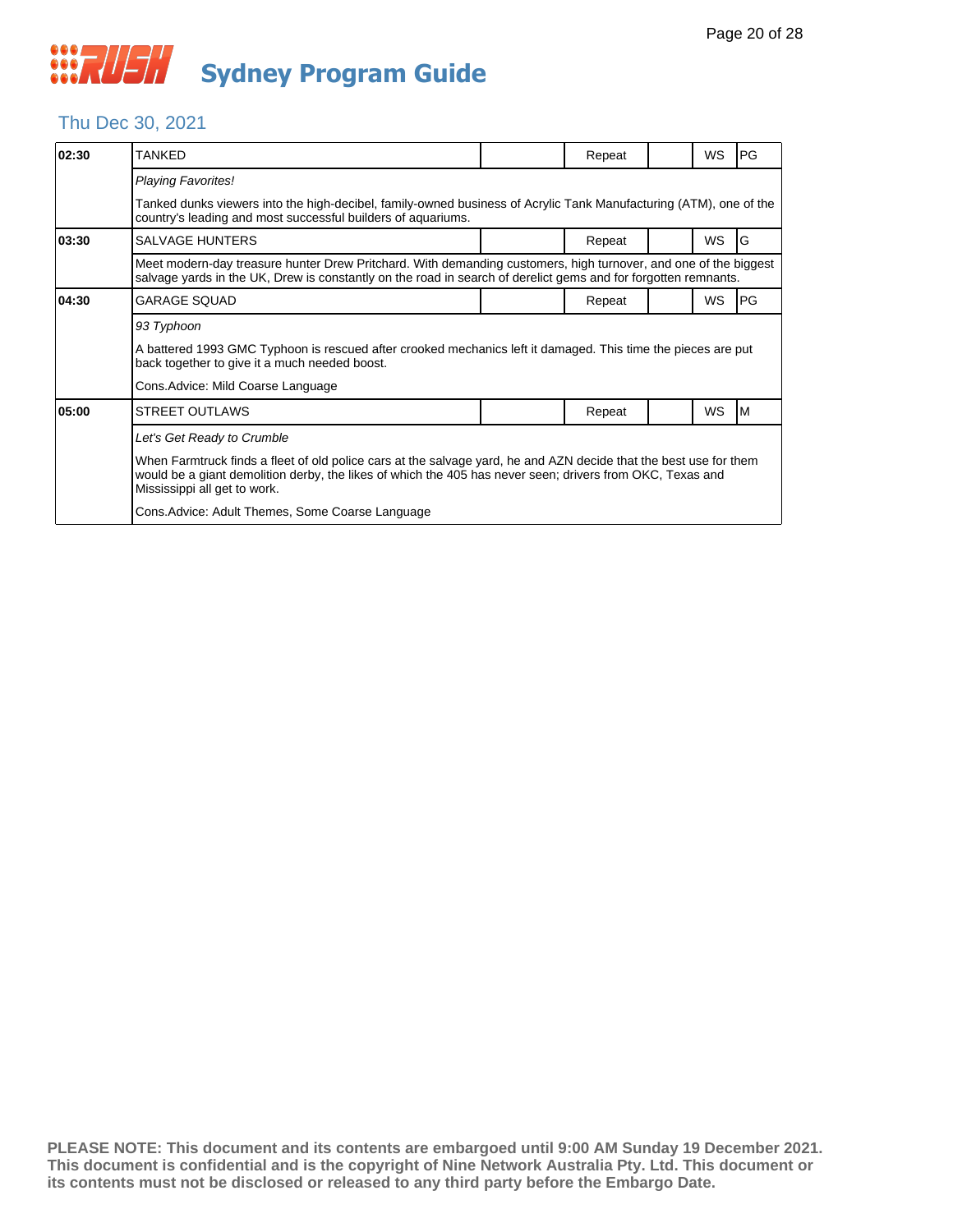# Sydney Program Guide

## Thu Dec 30, 2021

| Time | Program | | Status | | Format | Rating |
|---|---|---|---|---|---|---|
| 02:30 | TANKED | | Repeat | | WS | PG |
| | *Playing Favorites!* | | | | | |
| | Tanked dunks viewers into the high-decibel, family-owned business of Acrylic Tank Manufacturing (ATM), one of the country's leading and most successful builders of aquariums. | | | | | |
| 03:30 | SALVAGE HUNTERS | | Repeat | | WS | G |
| | Meet modern-day treasure hunter Drew Pritchard. With demanding customers, high turnover, and one of the biggest salvage yards in the UK, Drew is constantly on the road in search of derelict gems and for forgotten remnants. | | | | | |
| 04:30 | GARAGE SQUAD | | Repeat | | WS | PG |
| | *93 Typhoon* | | | | | |
| | A battered 1993 GMC Typhoon is rescued after crooked mechanics left it damaged. This time the pieces are put back together to give it a much needed boost. | | | | | |
| | Cons.Advice: Mild Coarse Language | | | | | |
| 05:00 | STREET OUTLAWS | | Repeat | | WS | M |
| | *Let's Get Ready to Crumble* | | | | | |
| | When Farmtruck finds a fleet of old police cars at the salvage yard, he and AZN decide that the best use for them would be a giant demolition derby, the likes of which the 405 has never seen; drivers from OKC, Texas and Mississippi all get to work. | | | | | |
| | Cons.Advice: Adult Themes, Some Coarse Language | | | | | |

**PLEASE NOTE: This document and its contents are embargoed until 9:00 AM Sunday 19 December 2021. This document is confidential and is the copyright of Nine Network Australia Pty. Ltd. This document or its contents must not be disclosed or released to any third party before the Embargo Date.**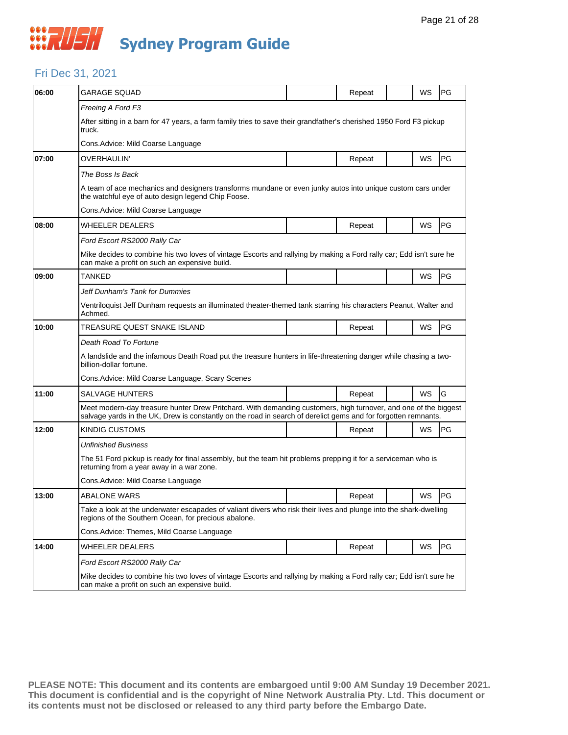# Sydney Program Guide

## Fri Dec 31, 2021

| 06:00 | GARAGE SQUAD | | Repeat | | WS | PG |
|---|---|---|---|---|---|---|
| | *Freeing A Ford F3* | | | | | |
| | After sitting in a barn for 47 years, a farm family tries to save their grandfather's cherished 1950 Ford F3 pickup truck. | | | | | |
| | Cons.Advice: Mild Coarse Language | | | | | |
| 07:00 | OVERHAULIN' | | Repeat | | WS | PG |
| | *The Boss Is Back* | | | | | |
| | A team of ace mechanics and designers transforms mundane or even junky autos into unique custom cars under the watchful eye of auto design legend Chip Foose. | | | | | |
| | Cons.Advice: Mild Coarse Language | | | | | |
| 08:00 | WHEELER DEALERS | | Repeat | | WS | PG |
| | *Ford Escort RS2000 Rally Car* | | | | | |
| | Mike decides to combine his two loves of vintage Escorts and rallying by making a Ford rally car; Edd isn't sure he can make a profit on such an expensive build. | | | | | |
| 09:00 | TANKED | | | | WS | PG |
| | *Jeff Dunham's Tank for Dummies* | | | | | |
| | Ventriloquist Jeff Dunham requests an illuminated theater-themed tank starring his characters Peanut, Walter and Achmed. | | | | | |
| 10:00 | TREASURE QUEST SNAKE ISLAND | | Repeat | | WS | PG |
| | *Death Road To Fortune* | | | | | |
| | A landslide and the infamous Death Road put the treasure hunters in life-threatening danger while chasing a two-billion-dollar fortune. | | | | | |
| | Cons.Advice: Mild Coarse Language, Scary Scenes | | | | | |
| 11:00 | SALVAGE HUNTERS | | Repeat | | WS | G |
| | Meet modern-day treasure hunter Drew Pritchard. With demanding customers, high turnover, and one of the biggest salvage yards in the UK, Drew is constantly on the road in search of derelict gems and for forgotten remnants. | | | | | |
| 12:00 | KINDIG CUSTOMS | | Repeat | | WS | PG |
| | *Unfinished Business* | | | | | |
| | The 51 Ford pickup is ready for final assembly, but the team hit problems prepping it for a serviceman who is returning from a year away in a war zone. | | | | | |
| | Cons.Advice: Mild Coarse Language | | | | | |
| 13:00 | ABALONE WARS | | Repeat | | WS | PG |
| | Take a look at the underwater escapades of valiant divers who risk their lives and plunge into the shark-dwelling regions of the Southern Ocean, for precious abalone. | | | | | |
| | Cons.Advice: Themes, Mild Coarse Language | | | | | |
| 14:00 | WHEELER DEALERS | | Repeat | | WS | PG |
| | *Ford Escort RS2000 Rally Car* | | | | | |
| | Mike decides to combine his two loves of vintage Escorts and rallying by making a Ford rally car; Edd isn't sure he can make a profit on such an expensive build. | | | | | |

**PLEASE NOTE: This document and its contents are embargoed until 9:00 AM Sunday 19 December 2021. This document is confidential and is the copyright of Nine Network Australia Pty. Ltd. This document or its contents must not be disclosed or released to any third party before the Embargo Date.**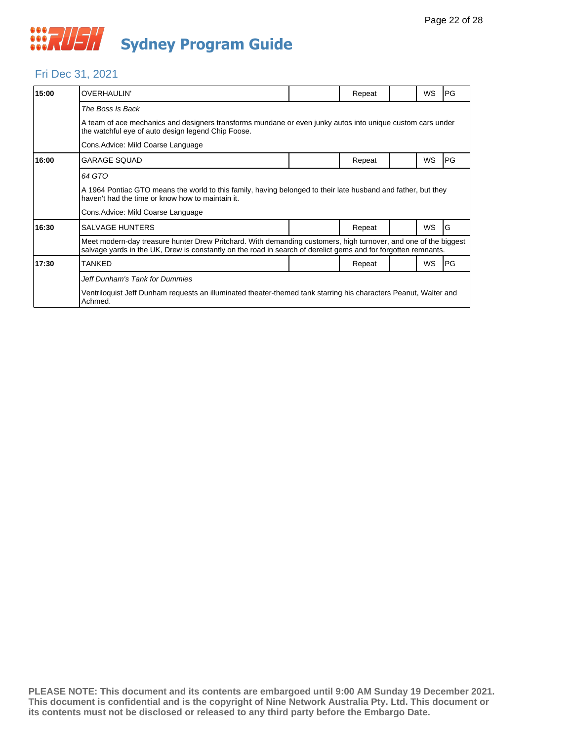# RUSH Sydney Program Guide

## Fri Dec 31, 2021

| Time | Program | | Status | | Format | Rating |
|---|---|---|---|---|---|---|
| 15:00 | OVERHAULIN' | | Repeat | | WS | PG |
| | *The Boss Is Back* | | | | | |
| | A team of ace mechanics and designers transforms mundane or even junky autos into unique custom cars under the watchful eye of auto design legend Chip Foose. | | | | | |
| | Cons.Advice: Mild Coarse Language | | | | | |
| 16:00 | GARAGE SQUAD | | Repeat | | WS | PG |
| | *64 GTO* | | | | | |
| | A 1964 Pontiac GTO means the world to this family, having belonged to their late husband and father, but they haven't had the time or know how to maintain it. | | | | | |
| | Cons.Advice: Mild Coarse Language | | | | | |
| 16:30 | SALVAGE HUNTERS | | Repeat | | WS | G |
| | Meet modern-day treasure hunter Drew Pritchard. With demanding customers, high turnover, and one of the biggest salvage yards in the UK, Drew is constantly on the road in search of derelict gems and for forgotten remnants. | | | | | |
| 17:30 | TANKED | | Repeat | | WS | PG |
| | *Jeff Dunham's Tank for Dummies* | | | | | |
| | Ventriloquist Jeff Dunham requests an illuminated theater-themed tank starring his characters Peanut, Walter and Achmed. | | | | | |

**PLEASE NOTE: This document and its contents are embargoed until 9:00 AM Sunday 19 December 2021. This document is confidential and is the copyright of Nine Network Australia Pty. Ltd. This document or its contents must not be disclosed or released to any third party before the Embargo Date.**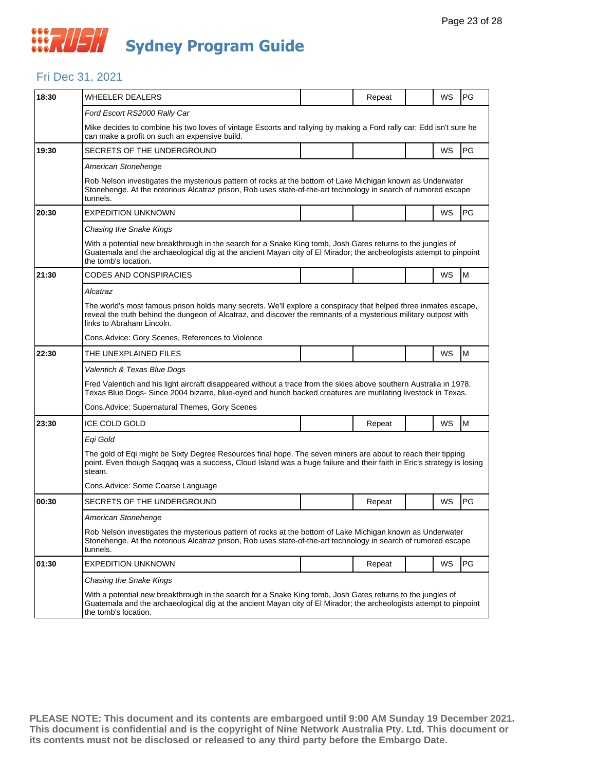# Sydney Program Guide

## Fri Dec 31, 2021

| Time | Program | | | | | |
|---|---|---|---|---|---|---|
| 18:30 | WHEELER DEALERS | | Repeat | | WS | PG |
| | *Ford Escort RS2000 Rally Car* | | | | | |
| | Mike decides to combine his two loves of vintage Escorts and rallying by making a Ford rally car; Edd isn't sure he can make a profit on such an expensive build. | | | | | |
| 19:30 | SECRETS OF THE UNDERGROUND | | | | WS | PG |
| | *American Stonehenge* | | | | | |
| | Rob Nelson investigates the mysterious pattern of rocks at the bottom of Lake Michigan known as Underwater Stonehenge. At the notorious Alcatraz prison, Rob uses state-of-the-art technology in search of rumored escape tunnels. | | | | | |
| 20:30 | EXPEDITION UNKNOWN | | | | WS | PG |
| | *Chasing the Snake Kings* | | | | | |
| | With a potential new breakthrough in the search for a Snake King tomb, Josh Gates returns to the jungles of Guatemala and the archaeological dig at the ancient Mayan city of El Mirador; the archeologists attempt to pinpoint the tomb's location. | | | | | |
| 21:30 | CODES AND CONSPIRACIES | | | | WS | M |
| | *Alcatraz* | | | | | |
| | The world's most famous prison holds many secrets. We'll explore a conspiracy that helped three inmates escape, reveal the truth behind the dungeon of Alcatraz, and discover the remnants of a mysterious military outpost with links to Abraham Lincoln. | | | | | |
| | Cons.Advice: Gory Scenes, References to Violence | | | | | |
| 22:30 | THE UNEXPLAINED FILES | | | | WS | M |
| | *Valentich & Texas Blue Dogs* | | | | | |
| | Fred Valentich and his light aircraft disappeared without a trace from the skies above southern Australia in 1978. Texas Blue Dogs- Since 2004 bizarre, blue-eyed and hunch backed creatures are mutilating livestock in Texas. | | | | | |
| | Cons.Advice: Supernatural Themes, Gory Scenes | | | | | |
| 23:30 | ICE COLD GOLD | | Repeat | | WS | M |
| | *Eqi Gold* | | | | | |
| | The gold of Eqi might be Sixty Degree Resources final hope. The seven miners are about to reach their tipping point. Even though Saqqaq was a success, Cloud Island was a huge failure and their faith in Eric's strategy is losing steam. | | | | | |
| | Cons.Advice: Some Coarse Language | | | | | |
| 00:30 | SECRETS OF THE UNDERGROUND | | Repeat | | WS | PG |
| | *American Stonehenge* | | | | | |
| | Rob Nelson investigates the mysterious pattern of rocks at the bottom of Lake Michigan known as Underwater Stonehenge. At the notorious Alcatraz prison, Rob uses state-of-the-art technology in search of rumored escape tunnels. | | | | | |
| 01:30 | EXPEDITION UNKNOWN | | Repeat | | WS | PG |
| | *Chasing the Snake Kings* | | | | | |
| | With a potential new breakthrough in the search for a Snake King tomb, Josh Gates returns to the jungles of Guatemala and the archaeological dig at the ancient Mayan city of El Mirador; the archeologists attempt to pinpoint the tomb's location. | | | | | |

**PLEASE NOTE: This document and its contents are embargoed until 9:00 AM Sunday 19 December 2021. This document is confidential and is the copyright of Nine Network Australia Pty. Ltd. This document or its contents must not be disclosed or released to any third party before the Embargo Date.**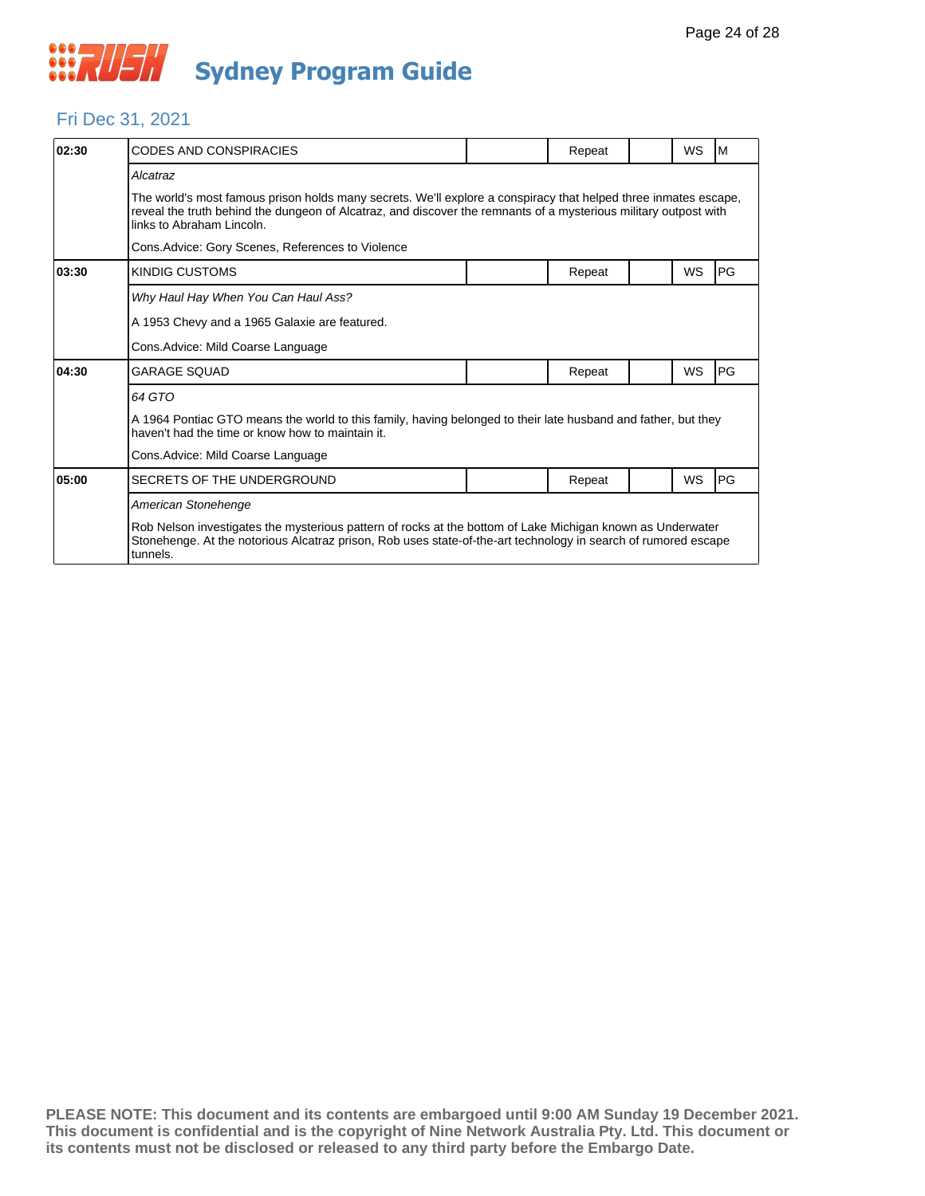# Sydney Program Guide

## Fri Dec 31, 2021

| Time | Program | | Status | | Format | Rating |
|---|---|---|---|---|---|---|
| 02:30 | CODES AND CONSPIRACIES | | Repeat | | WS | M |

*Alcatraz*

The world's most famous prison holds many secrets. We'll explore a conspiracy that helped three inmates escape, reveal the truth behind the dungeon of Alcatraz, and discover the remnants of a mysterious military outpost with links to Abraham Lincoln.

Cons.Advice: Gory Scenes, References to Violence

| Time | Program | | Status | | Format | Rating |
|---|---|---|---|---|---|---|
| 03:30 | KINDIG CUSTOMS | | Repeat | | WS | PG |

*Why Haul Hay When You Can Haul Ass?*

A 1953 Chevy and a 1965 Galaxie are featured.

Cons.Advice: Mild Coarse Language

| Time | Program | | Status | | Format | Rating |
|---|---|---|---|---|---|---|
| 04:30 | GARAGE SQUAD | | Repeat | | WS | PG |

*64 GTO*

A 1964 Pontiac GTO means the world to this family, having belonged to their late husband and father, but they haven't had the time or know how to maintain it.

Cons.Advice: Mild Coarse Language

| Time | Program | | Status | | Format | Rating |
|---|---|---|---|---|---|---|
| 05:00 | SECRETS OF THE UNDERGROUND | | Repeat | | WS | PG |

*American Stonehenge*

Rob Nelson investigates the mysterious pattern of rocks at the bottom of Lake Michigan known as Underwater Stonehenge. At the notorious Alcatraz prison, Rob uses state-of-the-art technology in search of rumored escape tunnels.

**PLEASE NOTE: This document and its contents are embargoed until 9:00 AM Sunday 19 December 2021. This document is confidential and is the copyright of Nine Network Australia Pty. Ltd. This document or its contents must not be disclosed or released to any third party before the Embargo Date.**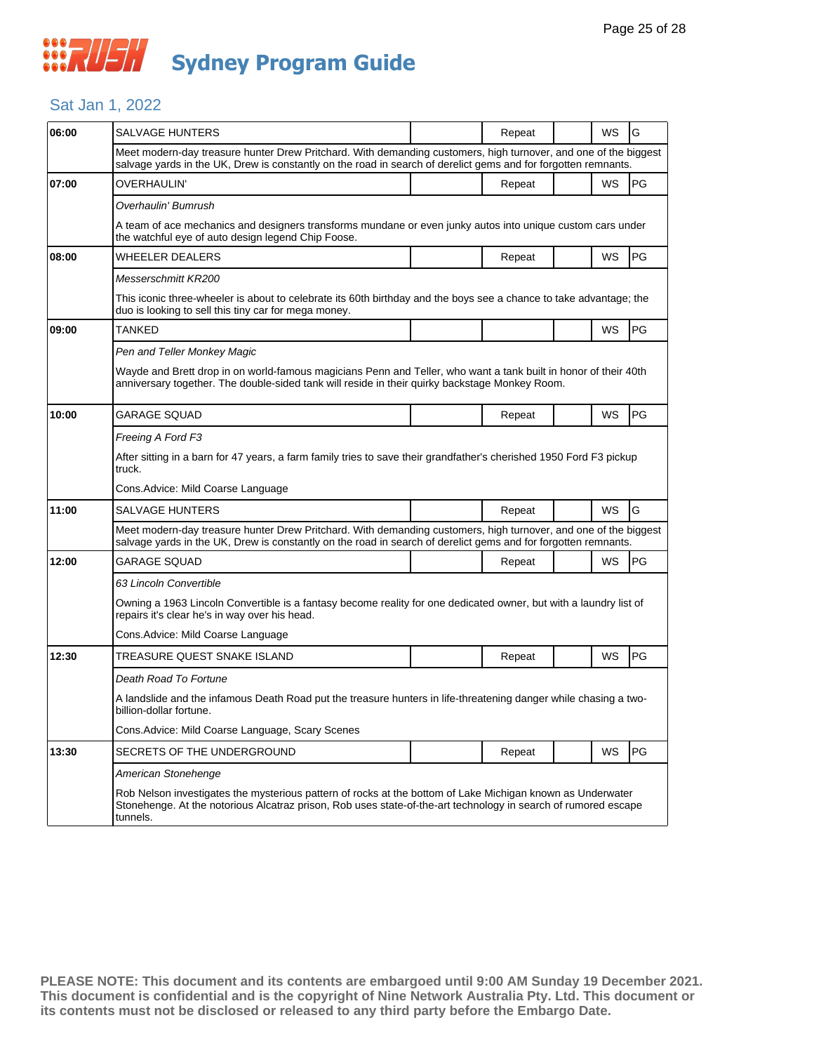# Sydney Program Guide

## Sat Jan 1, 2022

| Time | Program | | Repeat | | WS | Rating |
|---|---|---|---|---|---|---|
| 06:00 | SALVAGE HUNTERS | | Repeat | | WS | G |
| | Meet modern-day treasure hunter Drew Pritchard. With demanding customers, high turnover, and one of the biggest salvage yards in the UK, Drew is constantly on the road in search of derelict gems and for forgotten remnants. | | | | | |
| 07:00 | OVERHAULIN' | | Repeat | | WS | PG |
| | *Overhaulin' Bumrush* | | | | | |
| | A team of ace mechanics and designers transforms mundane or even junky autos into unique custom cars under the watchful eye of auto design legend Chip Foose. | | | | | |
| 08:00 | WHEELER DEALERS | | Repeat | | WS | PG |
| | *Messerschmitt KR200* | | | | | |
| | This iconic three-wheeler is about to celebrate its 60th birthday and the boys see a chance to take advantage; the duo is looking to sell this tiny car for mega money. | | | | | |
| 09:00 | TANKED | | | | WS | PG |
| | *Pen and Teller Monkey Magic* | | | | | |
| | Wayde and Brett drop in on world-famous magicians Penn and Teller, who want a tank built in honor of their 40th anniversary together. The double-sided tank will reside in their quirky backstage Monkey Room. | | | | | |
| 10:00 | GARAGE SQUAD | | Repeat | | WS | PG |
| | *Freeing A Ford F3* | | | | | |
| | After sitting in a barn for 47 years, a farm family tries to save their grandfather's cherished 1950 Ford F3 pickup truck. | | | | | |
| | Cons.Advice: Mild Coarse Language | | | | | |
| 11:00 | SALVAGE HUNTERS | | Repeat | | WS | G |
| | Meet modern-day treasure hunter Drew Pritchard. With demanding customers, high turnover, and one of the biggest salvage yards in the UK, Drew is constantly on the road in search of derelict gems and for forgotten remnants. | | | | | |
| 12:00 | GARAGE SQUAD | | Repeat | | WS | PG |
| | *63 Lincoln Convertible* | | | | | |
| | Owning a 1963 Lincoln Convertible is a fantasy become reality for one dedicated owner, but with a laundry list of repairs it's clear he's in way over his head. | | | | | |
| | Cons.Advice: Mild Coarse Language | | | | | |
| 12:30 | TREASURE QUEST SNAKE ISLAND | | Repeat | | WS | PG |
| | *Death Road To Fortune* | | | | | |
| | A landslide and the infamous Death Road put the treasure hunters in life-threatening danger while chasing a two-billion-dollar fortune. | | | | | |
| | Cons.Advice: Mild Coarse Language, Scary Scenes | | | | | |
| 13:30 | SECRETS OF THE UNDERGROUND | | Repeat | | WS | PG |
| | *American Stonehenge* | | | | | |
| | Rob Nelson investigates the mysterious pattern of rocks at the bottom of Lake Michigan known as Underwater Stonehenge. At the notorious Alcatraz prison, Rob uses state-of-the-art technology in search of rumored escape tunnels. | | | | | |

**PLEASE NOTE: This document and its contents are embargoed until 9:00 AM Sunday 19 December 2021. This document is confidential and is the copyright of Nine Network Australia Pty. Ltd. This document or its contents must not be disclosed or released to any third party before the Embargo Date.**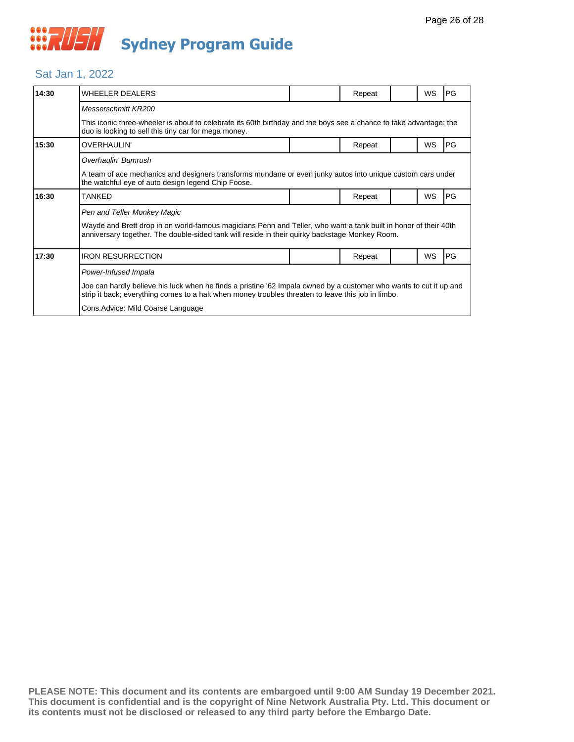# Sydney Program Guide

## Sat Jan 1, 2022

| Time | Program | | Status | | Format | Rating |
|---|---|---|---|---|---|---|
| 14:30 | WHEELER DEALERS | | Repeat | | WS | PG |
| | *Messerschmitt KR200* | | | | | |
| | This iconic three-wheeler is about to celebrate its 60th birthday and the boys see a chance to take advantage; the duo is looking to sell this tiny car for mega money. | | | | | |
| 15:30 | OVERHAULIN' | | Repeat | | WS | PG |
| | *Overhaulin' Bumrush* | | | | | |
| | A team of ace mechanics and designers transforms mundane or even junky autos into unique custom cars under the watchful eye of auto design legend Chip Foose. | | | | | |
| 16:30 | TANKED | | Repeat | | WS | PG |
| | *Pen and Teller Monkey Magic* | | | | | |
| | Wayde and Brett drop in on world-famous magicians Penn and Teller, who want a tank built in honor of their 40th anniversary together. The double-sided tank will reside in their quirky backstage Monkey Room. | | | | | |
| 17:30 | IRON RESURRECTION | | Repeat | | WS | PG |
| | *Power-Infused Impala* | | | | | |
| | Joe can hardly believe his luck when he finds a pristine '62 Impala owned by a customer who wants to cut it up and strip it back; everything comes to a halt when money troubles threaten to leave this job in limbo. | | | | | |
| | Cons.Advice: Mild Coarse Language | | | | | |

**PLEASE NOTE: This document and its contents are embargoed until 9:00 AM Sunday 19 December 2021. This document is confidential and is the copyright of Nine Network Australia Pty. Ltd. This document or its contents must not be disclosed or released to any third party before the Embargo Date.**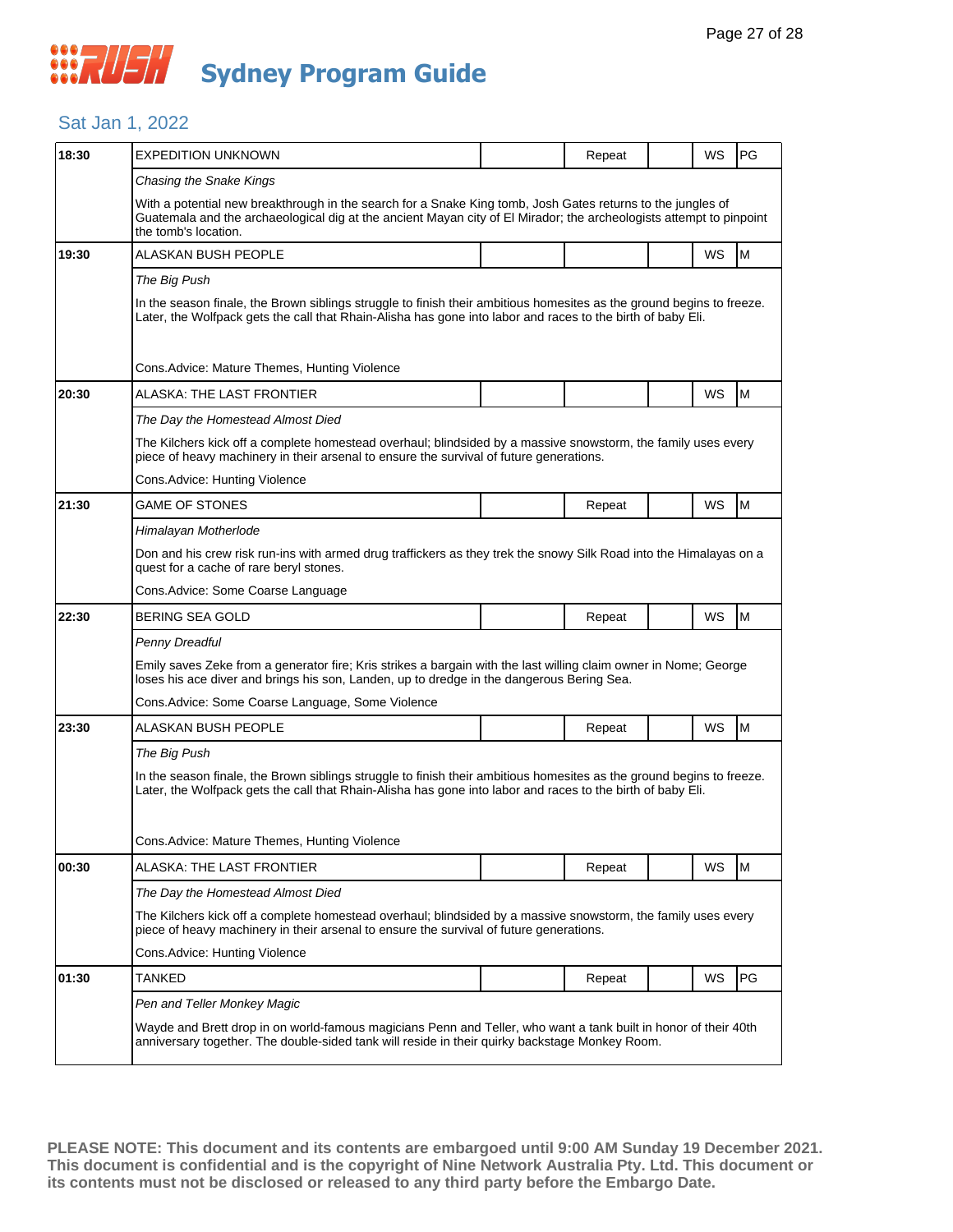# Sydney Program Guide

## Sat Jan 1, 2022

| Time | Program | | Repeat | | WS | Rating |
|---|---|---|---|---|---|---|
| 18:30 | EXPEDITION UNKNOWN | | Repeat | | WS | PG |
| | *Chasing the Snake Kings* | | | | | |
| | With a potential new breakthrough in the search for a Snake King tomb, Josh Gates returns to the jungles of Guatemala and the archaeological dig at the ancient Mayan city of El Mirador; the archeologists attempt to pinpoint the tomb's location. | | | | | |
| 19:30 | ALASKAN BUSH PEOPLE | | | | WS | M |
| | *The Big Push* | | | | | |
| | In the season finale, the Brown siblings struggle to finish their ambitious homesites as the ground begins to freeze. Later, the Wolfpack gets the call that Rhain-Alisha has gone into labor and races to the birth of baby Eli. | | | | | |
| | Cons.Advice: Mature Themes, Hunting Violence | | | | | |
| 20:30 | ALASKA: THE LAST FRONTIER | | | | WS | M |
| | *The Day the Homestead Almost Died* | | | | | |
| | The Kilchers kick off a complete homestead overhaul; blindsided by a massive snowstorm, the family uses every piece of heavy machinery in their arsenal to ensure the survival of future generations. | | | | | |
| | Cons.Advice: Hunting Violence | | | | | |
| 21:30 | GAME OF STONES | | Repeat | | WS | M |
| | *Himalayan Motherlode* | | | | | |
| | Don and his crew risk run-ins with armed drug traffickers as they trek the snowy Silk Road into the Himalayas on a quest for a cache of rare beryl stones. | | | | | |
| | Cons.Advice: Some Coarse Language | | | | | |
| 22:30 | BERING SEA GOLD | | Repeat | | WS | M |
| | *Penny Dreadful* | | | | | |
| | Emily saves Zeke from a generator fire; Kris strikes a bargain with the last willing claim owner in Nome; George loses his ace diver and brings his son, Landen, up to dredge in the dangerous Bering Sea. | | | | | |
| | Cons.Advice: Some Coarse Language, Some Violence | | | | | |
| 23:30 | ALASKAN BUSH PEOPLE | | Repeat | | WS | M |
| | *The Big Push* | | | | | |
| | In the season finale, the Brown siblings struggle to finish their ambitious homesites as the ground begins to freeze. Later, the Wolfpack gets the call that Rhain-Alisha has gone into labor and races to the birth of baby Eli. | | | | | |
| | Cons.Advice: Mature Themes, Hunting Violence | | | | | |
| 00:30 | ALASKA: THE LAST FRONTIER | | Repeat | | WS | M |
| | *The Day the Homestead Almost Died* | | | | | |
| | The Kilchers kick off a complete homestead overhaul; blindsided by a massive snowstorm, the family uses every piece of heavy machinery in their arsenal to ensure the survival of future generations. | | | | | |
| | Cons.Advice: Hunting Violence | | | | | |
| 01:30 | TANKED | | Repeat | | WS | PG |
| | *Pen and Teller Monkey Magic* | | | | | |
| | Wayde and Brett drop in on world-famous magicians Penn and Teller, who want a tank built in honor of their 40th anniversary together. The double-sided tank will reside in their quirky backstage Monkey Room. | | | | | |

**PLEASE NOTE: This document and its contents are embargoed until 9:00 AM Sunday 19 December 2021. This document is confidential and is the copyright of Nine Network Australia Pty. Ltd. This document or its contents must not be disclosed or released to any third party before the Embargo Date.**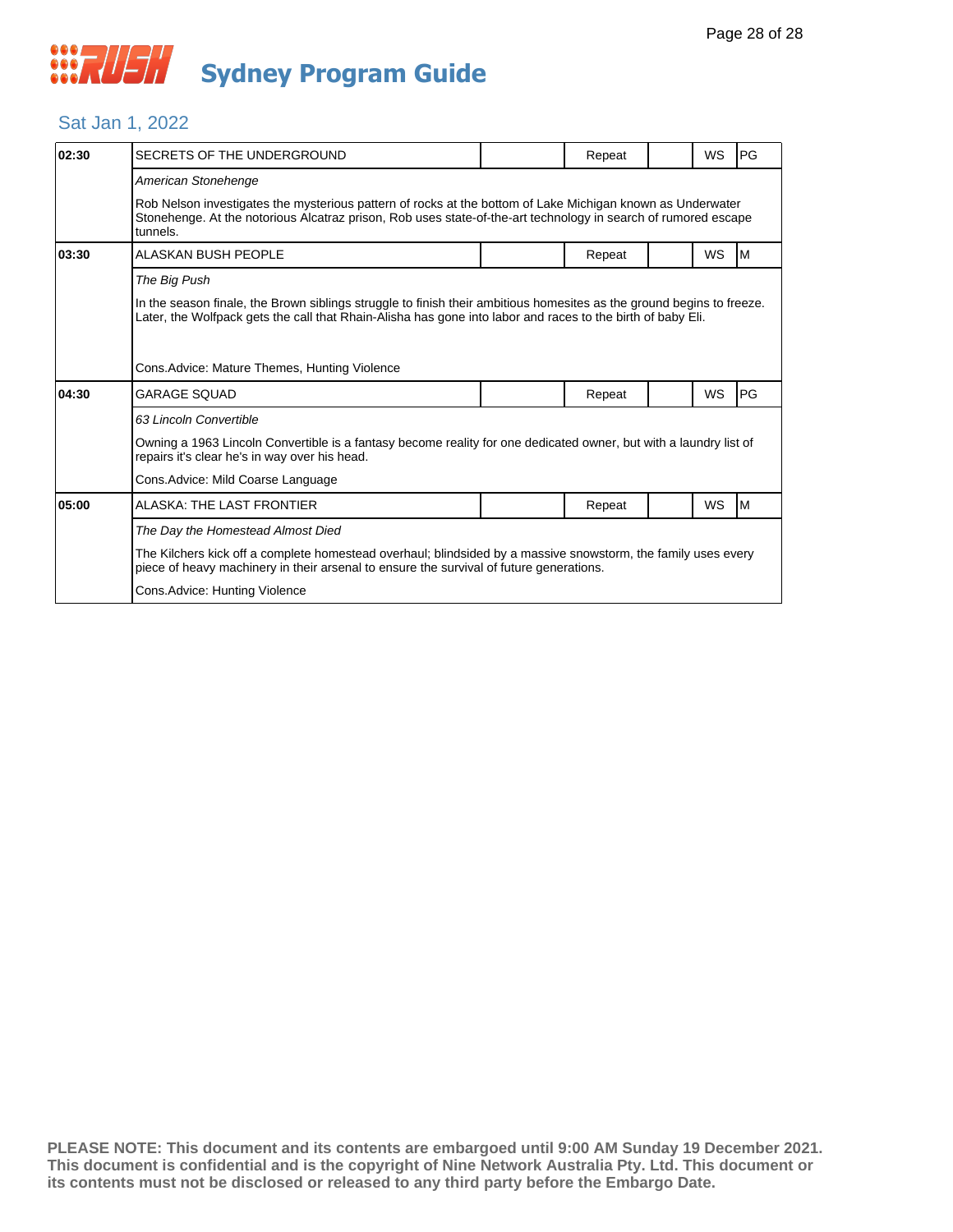# RUSH Sydney Program Guide

## Sat Jan 1, 2022

| | | | | | | |
|---|---|---|---|---|---|---|
| 02:30 | SECRETS OF THE UNDERGROUND | | Repeat | | WS | PG |
| | *American Stonehenge*<br><br>Rob Nelson investigates the mysterious pattern of rocks at the bottom of Lake Michigan known as Underwater Stonehenge. At the notorious Alcatraz prison, Rob uses state-of-the-art technology in search of rumored escape tunnels. | | | | | |
| 03:30 | ALASKAN BUSH PEOPLE | | Repeat | | WS | M |
| | *The Big Push*<br><br>In the season finale, the Brown siblings struggle to finish their ambitious homesites as the ground begins to freeze. Later, the Wolfpack gets the call that Rhain-Alisha has gone into labor and races to the birth of baby Eli.<br><br>Cons.Advice: Mature Themes, Hunting Violence | | | | | |
| 04:30 | GARAGE SQUAD | | Repeat | | WS | PG |
| | *63 Lincoln Convertible*<br><br>Owning a 1963 Lincoln Convertible is a fantasy become reality for one dedicated owner, but with a laundry list of repairs it's clear he's in way over his head.<br><br>Cons.Advice: Mild Coarse Language | | | | | |
| 05:00 | ALASKA: THE LAST FRONTIER | | Repeat | | WS | M |
| | *The Day the Homestead Almost Died*<br><br>The Kilchers kick off a complete homestead overhaul; blindsided by a massive snowstorm, the family uses every piece of heavy machinery in their arsenal to ensure the survival of future generations.<br><br>Cons.Advice: Hunting Violence | | | | | |

**PLEASE NOTE: This document and its contents are embargoed until 9:00 AM Sunday 19 December 2021. This document is confidential and is the copyright of Nine Network Australia Pty. Ltd. This document or its contents must not be disclosed or released to any third party before the Embargo Date.**